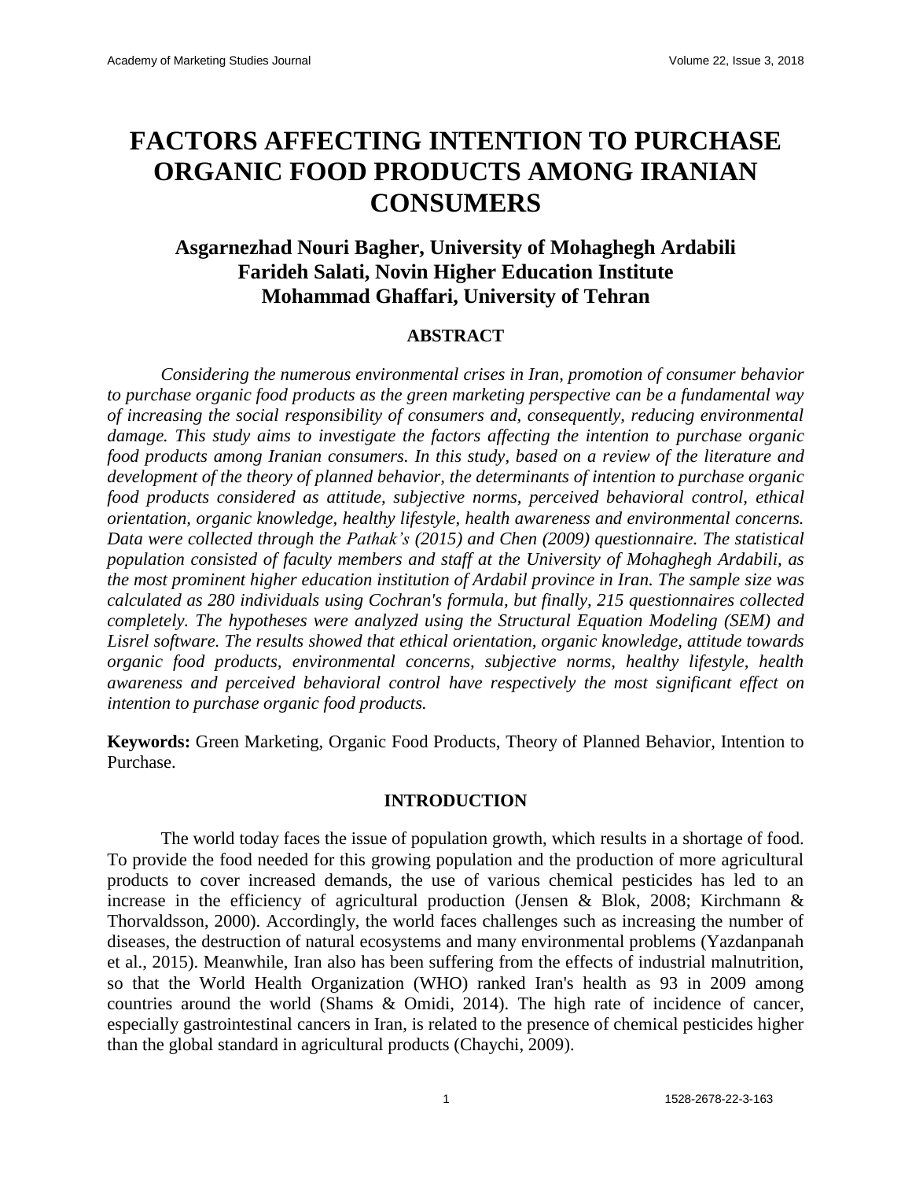# FACTORS AFFECTING INTENTION TO PURCHASE ORGANIC FOOD PRODUCTS AMONG IRANIAN CONSUMERS

**Asgarnezhad Nouri Bagher, University of Mohaghegh Ardabili**
**Farideh Salati, Novin Higher Education Institute**
**Mohammad Ghaffari, University of Tehran**

## ABSTRACT

*Considering the numerous environmental crises in Iran, promotion of consumer behavior to purchase organic food products as the green marketing perspective can be a fundamental way of increasing the social responsibility of consumers and, consequently, reducing environmental damage. This study aims to investigate the factors affecting the intention to purchase organic food products among Iranian consumers. In this study, based on a review of the literature and development of the theory of planned behavior, the determinants of intention to purchase organic food products considered as attitude, subjective norms, perceived behavioral control, ethical orientation, organic knowledge, healthy lifestyle, health awareness and environmental concerns. Data were collected through the Pathak's (2015) and Chen (2009) questionnaire. The statistical population consisted of faculty members and staff at the University of Mohaghegh Ardabili, as the most prominent higher education institution of Ardabil province in Iran. The sample size was calculated as 280 individuals using Cochran's formula, but finally, 215 questionnaires collected completely. The hypotheses were analyzed using the Structural Equation Modeling (SEM) and Lisrel software. The results showed that ethical orientation, organic knowledge, attitude towards organic food products, environmental concerns, subjective norms, healthy lifestyle, health awareness and perceived behavioral control have respectively the most significant effect on intention to purchase organic food products.*

**Keywords:** Green Marketing, Organic Food Products, Theory of Planned Behavior, Intention to Purchase.

## INTRODUCTION

The world today faces the issue of population growth, which results in a shortage of food. To provide the food needed for this growing population and the production of more agricultural products to cover increased demands, the use of various chemical pesticides has led to an increase in the efficiency of agricultural production (Jensen & Blok, 2008; Kirchmann & Thorvaldsson, 2000). Accordingly, the world faces challenges such as increasing the number of diseases, the destruction of natural ecosystems and many environmental problems (Yazdanpanah et al., 2015). Meanwhile, Iran also has been suffering from the effects of industrial malnutrition, so that the World Health Organization (WHO) ranked Iran's health as 93 in 2009 among countries around the world (Shams & Omidi, 2014). The high rate of incidence of cancer, especially gastrointestinal cancers in Iran, is related to the presence of chemical pesticides higher than the global standard in agricultural products (Chaychi, 2009).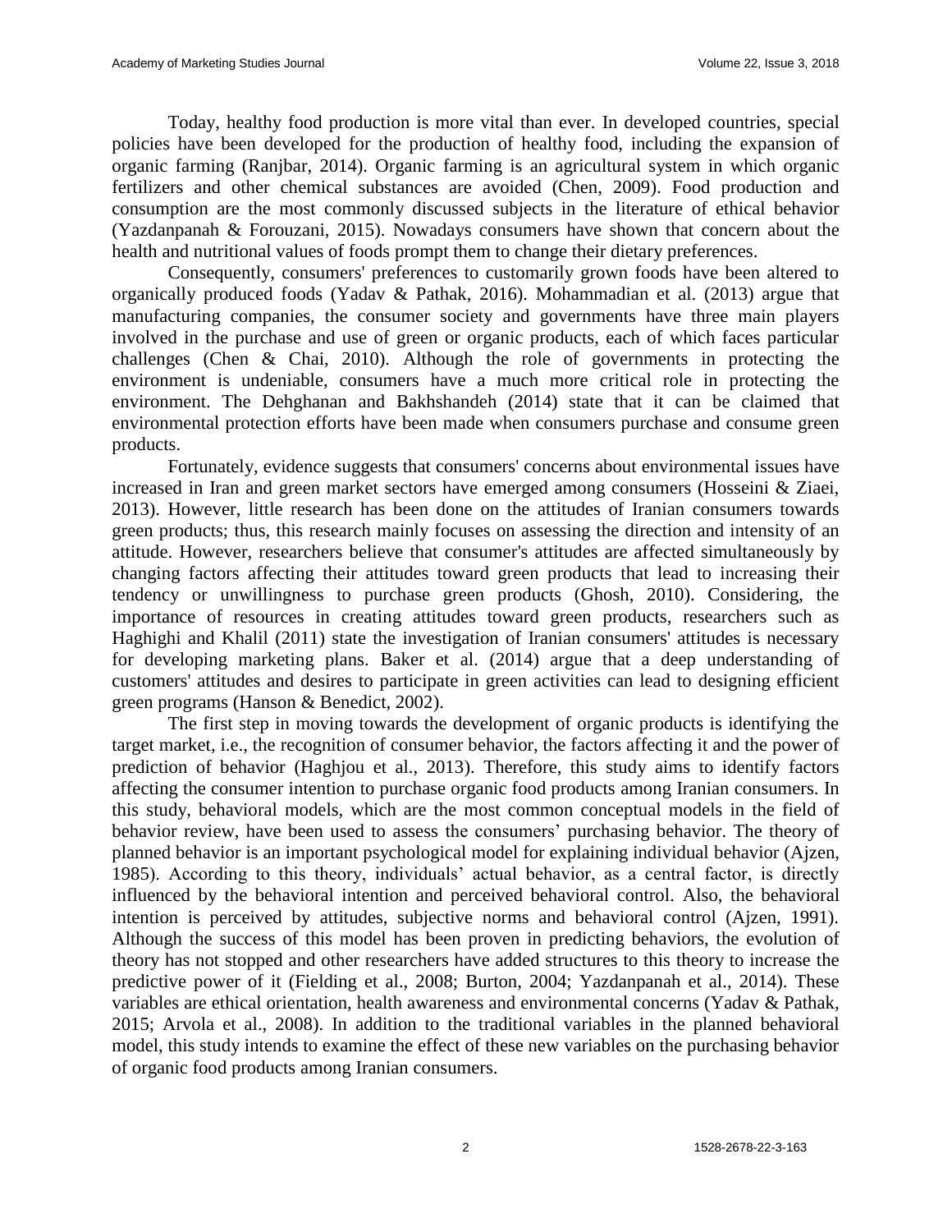Today, healthy food production is more vital than ever. In developed countries, special policies have been developed for the production of healthy food, including the expansion of organic farming (Ranjbar, 2014). Organic farming is an agricultural system in which organic fertilizers and other chemical substances are avoided (Chen, 2009). Food production and consumption are the most commonly discussed subjects in the literature of ethical behavior (Yazdanpanah & Forouzani, 2015). Nowadays consumers have shown that concern about the health and nutritional values of foods prompt them to change their dietary preferences.

Consequently, consumers' preferences to customarily grown foods have been altered to organically produced foods (Yadav & Pathak, 2016). Mohammadian et al. (2013) argue that manufacturing companies, the consumer society and governments have three main players involved in the purchase and use of green or organic products, each of which faces particular challenges (Chen & Chai, 2010). Although the role of governments in protecting the environment is undeniable, consumers have a much more critical role in protecting the environment. The Dehghanan and Bakhshandeh (2014) state that it can be claimed that environmental protection efforts have been made when consumers purchase and consume green products.

Fortunately, evidence suggests that consumers' concerns about environmental issues have increased in Iran and green market sectors have emerged among consumers (Hosseini & Ziaei, 2013). However, little research has been done on the attitudes of Iranian consumers towards green products; thus, this research mainly focuses on assessing the direction and intensity of an attitude. However, researchers believe that consumer's attitudes are affected simultaneously by changing factors affecting their attitudes toward green products that lead to increasing their tendency or unwillingness to purchase green products (Ghosh, 2010). Considering, the importance of resources in creating attitudes toward green products, researchers such as Haghighi and Khalil (2011) state the investigation of Iranian consumers' attitudes is necessary for developing marketing plans. Baker et al. (2014) argue that a deep understanding of customers' attitudes and desires to participate in green activities can lead to designing efficient green programs (Hanson & Benedict, 2002).

The first step in moving towards the development of organic products is identifying the target market, i.e., the recognition of consumer behavior, the factors affecting it and the power of prediction of behavior (Haghjou et al., 2013). Therefore, this study aims to identify factors affecting the consumer intention to purchase organic food products among Iranian consumers. In this study, behavioral models, which are the most common conceptual models in the field of behavior review, have been used to assess the consumers' purchasing behavior. The theory of planned behavior is an important psychological model for explaining individual behavior (Ajzen, 1985). According to this theory, individuals' actual behavior, as a central factor, is directly influenced by the behavioral intention and perceived behavioral control. Also, the behavioral intention is perceived by attitudes, subjective norms and behavioral control (Ajzen, 1991). Although the success of this model has been proven in predicting behaviors, the evolution of theory has not stopped and other researchers have added structures to this theory to increase the predictive power of it (Fielding et al., 2008; Burton, 2004; Yazdanpanah et al., 2014). These variables are ethical orientation, health awareness and environmental concerns (Yadav & Pathak, 2015; Arvola et al., 2008). In addition to the traditional variables in the planned behavioral model, this study intends to examine the effect of these new variables on the purchasing behavior of organic food products among Iranian consumers.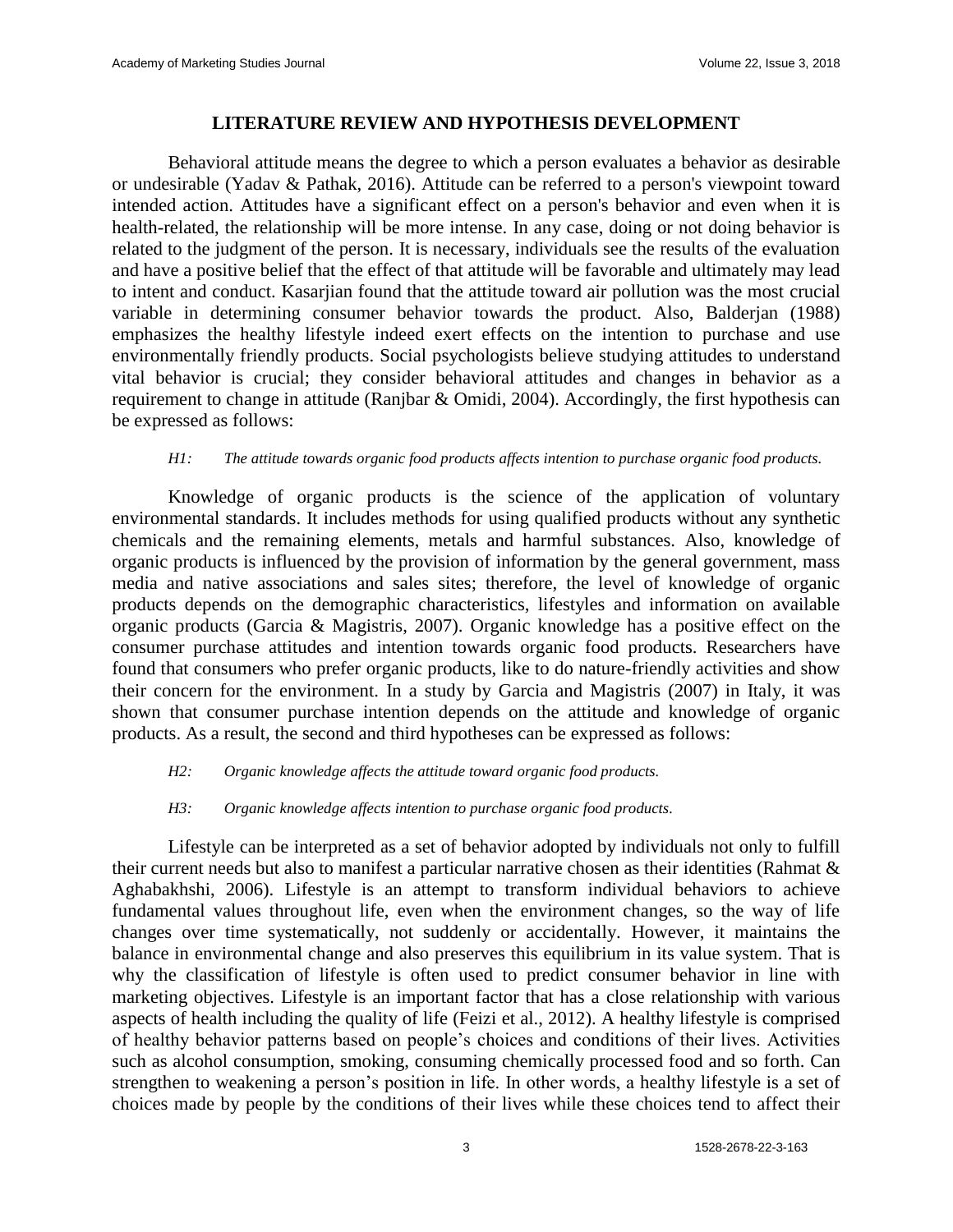## LITERATURE REVIEW AND HYPOTHESIS DEVELOPMENT

Behavioral attitude means the degree to which a person evaluates a behavior as desirable or undesirable (Yadav & Pathak, 2016). Attitude can be referred to a person's viewpoint toward intended action. Attitudes have a significant effect on a person's behavior and even when it is health-related, the relationship will be more intense. In any case, doing or not doing behavior is related to the judgment of the person. It is necessary, individuals see the results of the evaluation and have a positive belief that the effect of that attitude will be favorable and ultimately may lead to intent and conduct. Kasarjian found that the attitude toward air pollution was the most crucial variable in determining consumer behavior towards the product. Also, Balderjan (1988) emphasizes the healthy lifestyle indeed exert effects on the intention to purchase and use environmentally friendly products. Social psychologists believe studying attitudes to understand vital behavior is crucial; they consider behavioral attitudes and changes in behavior as a requirement to change in attitude (Ranjbar & Omidi, 2004). Accordingly, the first hypothesis can be expressed as follows:

*H1: The attitude towards organic food products affects intention to purchase organic food products.*

Knowledge of organic products is the science of the application of voluntary environmental standards. It includes methods for using qualified products without any synthetic chemicals and the remaining elements, metals and harmful substances. Also, knowledge of organic products is influenced by the provision of information by the general government, mass media and native associations and sales sites; therefore, the level of knowledge of organic products depends on the demographic characteristics, lifestyles and information on available organic products (Garcia & Magistris, 2007). Organic knowledge has a positive effect on the consumer purchase attitudes and intention towards organic food products. Researchers have found that consumers who prefer organic products, like to do nature-friendly activities and show their concern for the environment. In a study by Garcia and Magistris (2007) in Italy, it was shown that consumer purchase intention depends on the attitude and knowledge of organic products. As a result, the second and third hypotheses can be expressed as follows:

*H2: Organic knowledge affects the attitude toward organic food products.*

*H3: Organic knowledge affects intention to purchase organic food products.*

Lifestyle can be interpreted as a set of behavior adopted by individuals not only to fulfill their current needs but also to manifest a particular narrative chosen as their identities (Rahmat & Aghabakhshi, 2006). Lifestyle is an attempt to transform individual behaviors to achieve fundamental values throughout life, even when the environment changes, so the way of life changes over time systematically, not suddenly or accidentally. However, it maintains the balance in environmental change and also preserves this equilibrium in its value system. That is why the classification of lifestyle is often used to predict consumer behavior in line with marketing objectives. Lifestyle is an important factor that has a close relationship with various aspects of health including the quality of life (Feizi et al., 2012). A healthy lifestyle is comprised of healthy behavior patterns based on people's choices and conditions of their lives. Activities such as alcohol consumption, smoking, consuming chemically processed food and so forth. Can strengthen to weakening a person's position in life. In other words, a healthy lifestyle is a set of choices made by people by the conditions of their lives while these choices tend to affect their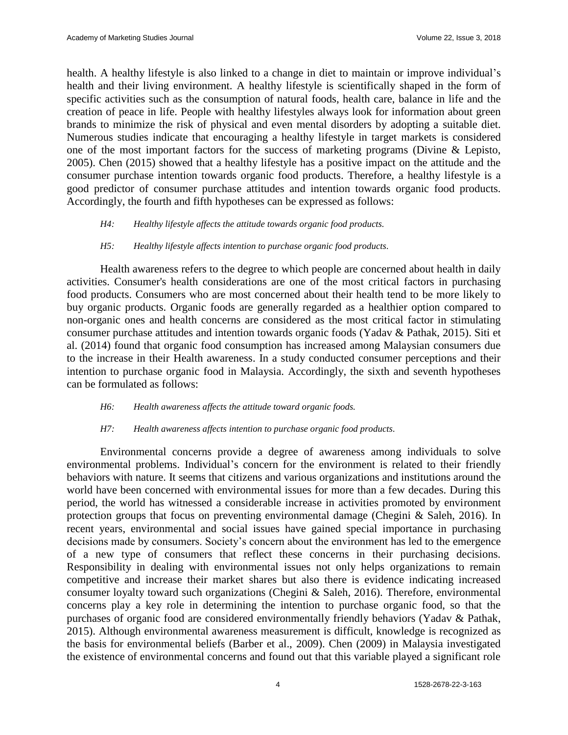health. A healthy lifestyle is also linked to a change in diet to maintain or improve individual's health and their living environment. A healthy lifestyle is scientifically shaped in the form of specific activities such as the consumption of natural foods, health care, balance in life and the creation of peace in life. People with healthy lifestyles always look for information about green brands to minimize the risk of physical and even mental disorders by adopting a suitable diet. Numerous studies indicate that encouraging a healthy lifestyle in target markets is considered one of the most important factors for the success of marketing programs (Divine & Lepisto, 2005). Chen (2015) showed that a healthy lifestyle has a positive impact on the attitude and the consumer purchase intention towards organic food products. Therefore, a healthy lifestyle is a good predictor of consumer purchase attitudes and intention towards organic food products. Accordingly, the fourth and fifth hypotheses can be expressed as follows:

*H4: Healthy lifestyle affects the attitude towards organic food products.*

*H5: Healthy lifestyle affects intention to purchase organic food products.*

Health awareness refers to the degree to which people are concerned about health in daily activities. Consumer's health considerations are one of the most critical factors in purchasing food products. Consumers who are most concerned about their health tend to be more likely to buy organic products. Organic foods are generally regarded as a healthier option compared to non-organic ones and health concerns are considered as the most critical factor in stimulating consumer purchase attitudes and intention towards organic foods (Yadav & Pathak, 2015). Siti et al. (2014) found that organic food consumption has increased among Malaysian consumers due to the increase in their Health awareness. In a study conducted consumer perceptions and their intention to purchase organic food in Malaysia. Accordingly, the sixth and seventh hypotheses can be formulated as follows:

*H6: Health awareness affects the attitude toward organic foods.*

*H7: Health awareness affects intention to purchase organic food products.*

Environmental concerns provide a degree of awareness among individuals to solve environmental problems. Individual's concern for the environment is related to their friendly behaviors with nature. It seems that citizens and various organizations and institutions around the world have been concerned with environmental issues for more than a few decades. During this period, the world has witnessed a considerable increase in activities promoted by environment protection groups that focus on preventing environmental damage (Chegini & Saleh, 2016). In recent years, environmental and social issues have gained special importance in purchasing decisions made by consumers. Society's concern about the environment has led to the emergence of a new type of consumers that reflect these concerns in their purchasing decisions. Responsibility in dealing with environmental issues not only helps organizations to remain competitive and increase their market shares but also there is evidence indicating increased consumer loyalty toward such organizations (Chegini & Saleh, 2016). Therefore, environmental concerns play a key role in determining the intention to purchase organic food, so that the purchases of organic food are considered environmentally friendly behaviors (Yadav & Pathak, 2015). Although environmental awareness measurement is difficult, knowledge is recognized as the basis for environmental beliefs (Barber et al., 2009). Chen (2009) in Malaysia investigated the existence of environmental concerns and found out that this variable played a significant role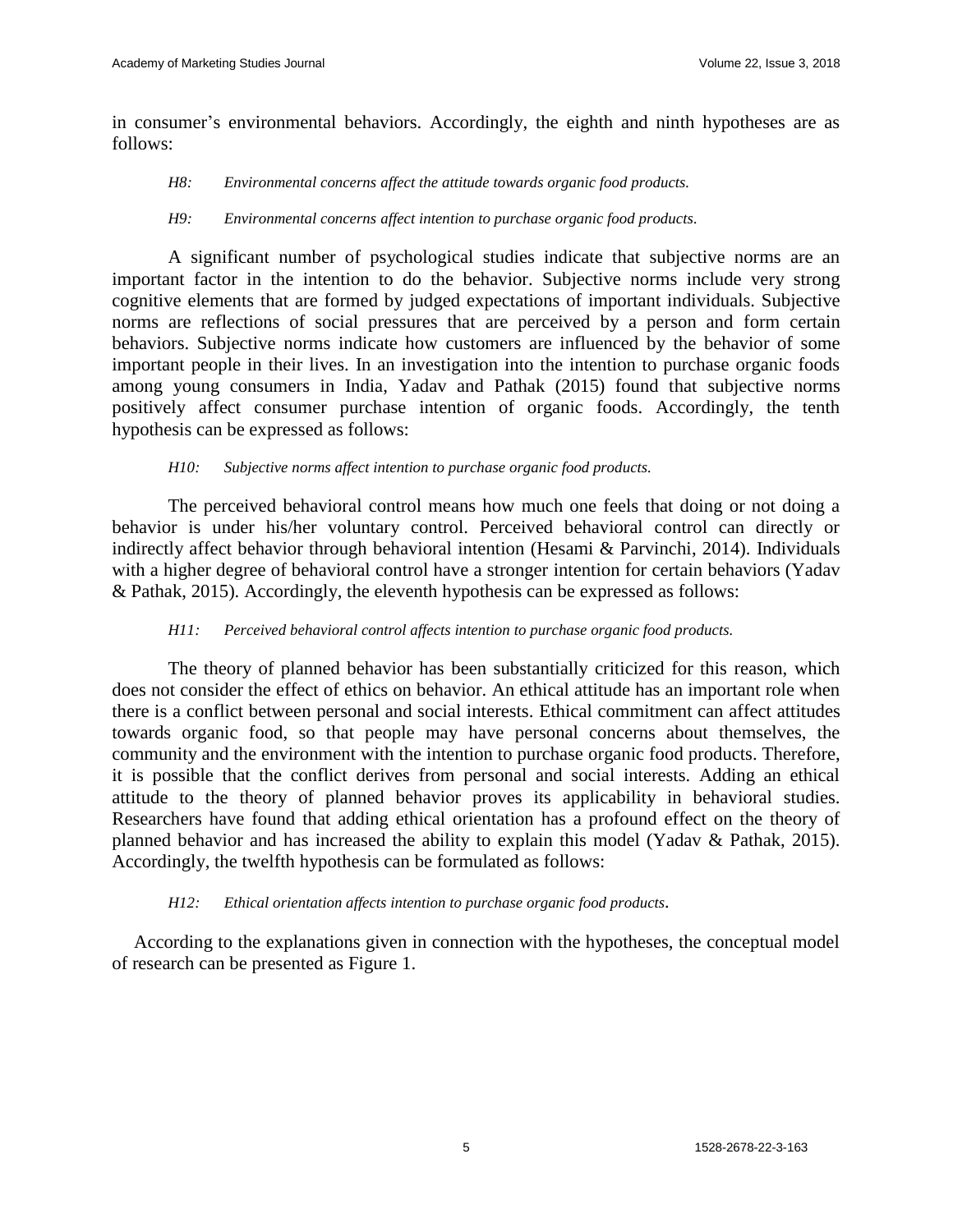in consumer's environmental behaviors. Accordingly, the eighth and ninth hypotheses are as follows:

> *H8: Environmental concerns affect the attitude towards organic food products.*

> *H9: Environmental concerns affect intention to purchase organic food products.*

A significant number of psychological studies indicate that subjective norms are an important factor in the intention to do the behavior. Subjective norms include very strong cognitive elements that are formed by judged expectations of important individuals. Subjective norms are reflections of social pressures that are perceived by a person and form certain behaviors. Subjective norms indicate how customers are influenced by the behavior of some important people in their lives. In an investigation into the intention to purchase organic foods among young consumers in India, Yadav and Pathak (2015) found that subjective norms positively affect consumer purchase intention of organic foods. Accordingly, the tenth hypothesis can be expressed as follows:

> *H10: Subjective norms affect intention to purchase organic food products.*

The perceived behavioral control means how much one feels that doing or not doing a behavior is under his/her voluntary control. Perceived behavioral control can directly or indirectly affect behavior through behavioral intention (Hesami & Parvinchi, 2014). Individuals with a higher degree of behavioral control have a stronger intention for certain behaviors (Yadav & Pathak, 2015). Accordingly, the eleventh hypothesis can be expressed as follows:

> *H11: Perceived behavioral control affects intention to purchase organic food products.*

The theory of planned behavior has been substantially criticized for this reason, which does not consider the effect of ethics on behavior. An ethical attitude has an important role when there is a conflict between personal and social interests. Ethical commitment can affect attitudes towards organic food, so that people may have personal concerns about themselves, the community and the environment with the intention to purchase organic food products. Therefore, it is possible that the conflict derives from personal and social interests. Adding an ethical attitude to the theory of planned behavior proves its applicability in behavioral studies. Researchers have found that adding ethical orientation has a profound effect on the theory of planned behavior and has increased the ability to explain this model (Yadav & Pathak, 2015). Accordingly, the twelfth hypothesis can be formulated as follows:

> *H12: Ethical orientation affects intention to purchase organic food products.*

According to the explanations given in connection with the hypotheses, the conceptual model of research can be presented as Figure 1.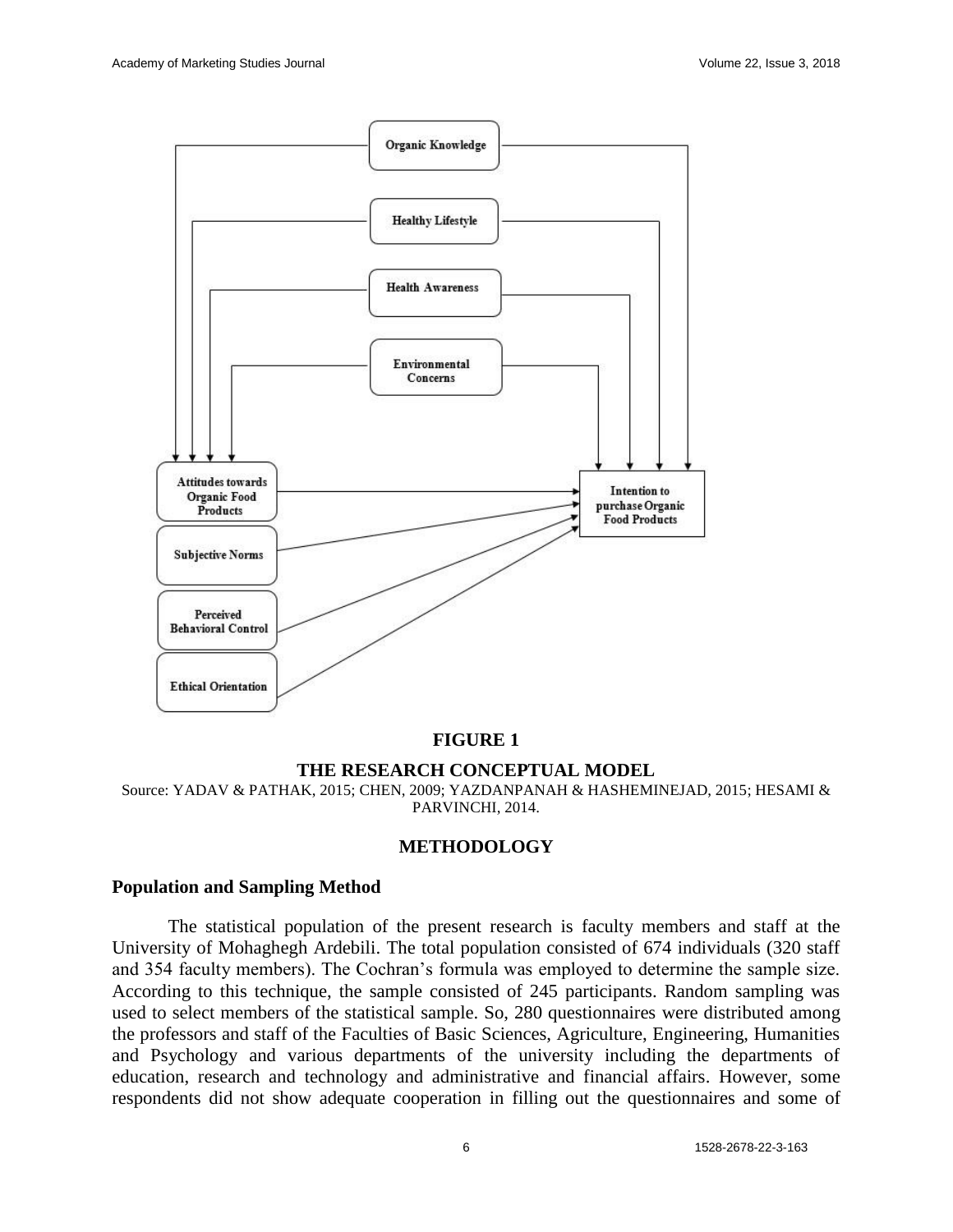**FIGURE 1**

**THE RESEARCH CONCEPTUAL MODEL**

Source: YADAV & PATHAK, 2015; CHEN, 2009; YAZDANPANAH & HASHEMINEJAD, 2015; HESAMI & PARVINCHI, 2014.

## METHODOLOGY

### Population and Sampling Method

The statistical population of the present research is faculty members and staff at the University of Mohaghegh Ardebili. The total population consisted of 674 individuals (320 staff and 354 faculty members). The Cochran's formula was employed to determine the sample size. According to this technique, the sample consisted of 245 participants. Random sampling was used to select members of the statistical sample. So, 280 questionnaires were distributed among the professors and staff of the Faculties of Basic Sciences, Agriculture, Engineering, Humanities and Psychology and various departments of the university including the departments of education, research and technology and administrative and financial affairs. However, some respondents did not show adequate cooperation in filling out the questionnaires and some of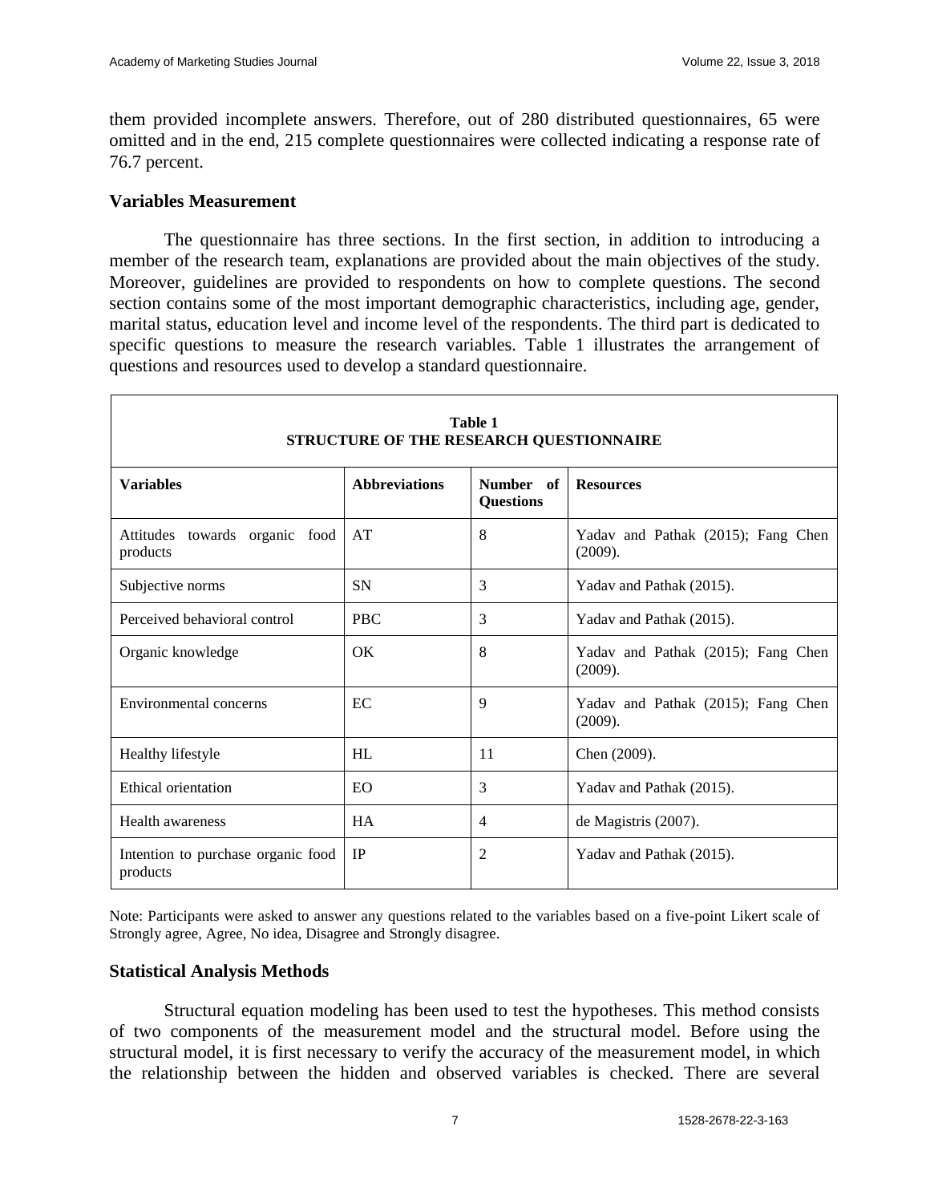them provided incomplete answers. Therefore, out of 280 distributed questionnaires, 65 were omitted and in the end, 215 complete questionnaires were collected indicating a response rate of 76.7 percent.

### Variables Measurement

The questionnaire has three sections. In the first section, in addition to introducing a member of the research team, explanations are provided about the main objectives of the study. Moreover, guidelines are provided to respondents on how to complete questions. The second section contains some of the most important demographic characteristics, including age, gender, marital status, education level and income level of the respondents. The third part is dedicated to specific questions to measure the research variables. Table 1 illustrates the arrangement of questions and resources used to develop a standard questionnaire.

**Table 1**
**STRUCTURE OF THE RESEARCH QUESTIONNAIRE**

| Variables | Abbreviations | Number of Questions | Resources |
|---|---|---|---|
| Attitudes towards organic food products | AT | 8 | Yadav and Pathak (2015); Fang Chen (2009). |
| Subjective norms | SN | 3 | Yadav and Pathak (2015). |
| Perceived behavioral control | PBC | 3 | Yadav and Pathak (2015). |
| Organic knowledge | OK | 8 | Yadav and Pathak (2015); Fang Chen (2009). |
| Environmental concerns | EC | 9 | Yadav and Pathak (2015); Fang Chen (2009). |
| Healthy lifestyle | HL | 11 | Chen (2009). |
| Ethical orientation | EO | 3 | Yadav and Pathak (2015). |
| Health awareness | HA | 4 | de Magistris (2007). |
| Intention to purchase organic food products | IP | 2 | Yadav and Pathak (2015). |

Note: Participants were asked to answer any questions related to the variables based on a five-point Likert scale of Strongly agree, Agree, No idea, Disagree and Strongly disagree.

### Statistical Analysis Methods

Structural equation modeling has been used to test the hypotheses. This method consists of two components of the measurement model and the structural model. Before using the structural model, it is first necessary to verify the accuracy of the measurement model, in which the relationship between the hidden and observed variables is checked. There are several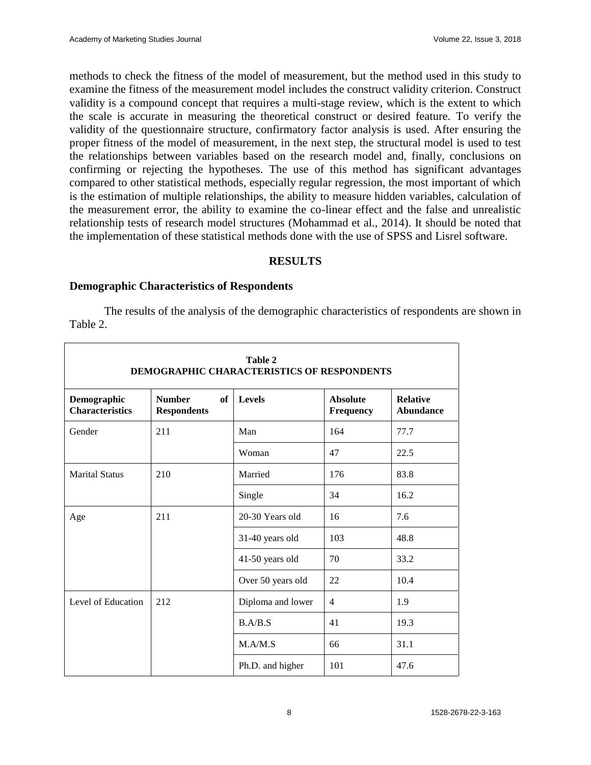methods to check the fitness of the model of measurement, but the method used in this study to examine the fitness of the measurement model includes the construct validity criterion. Construct validity is a compound concept that requires a multi-stage review, which is the extent to which the scale is accurate in measuring the theoretical construct or desired feature. To verify the validity of the questionnaire structure, confirmatory factor analysis is used. After ensuring the proper fitness of the model of measurement, in the next step, the structural model is used to test the relationships between variables based on the research model and, finally, conclusions on confirming or rejecting the hypotheses. The use of this method has significant advantages compared to other statistical methods, especially regular regression, the most important of which is the estimation of multiple relationships, the ability to measure hidden variables, calculation of the measurement error, the ability to examine the co-linear effect and the false and unrealistic relationship tests of research model structures (Mohammad et al., 2014). It should be noted that the implementation of these statistical methods done with the use of SPSS and Lisrel software.

## RESULTS

### Demographic Characteristics of Respondents

The results of the analysis of the demographic characteristics of respondents are shown in Table 2.

**Table 2**
**DEMOGRAPHIC CHARACTERISTICS OF RESPONDENTS**

| Demographic Characteristics | Number of Respondents | Levels | Absolute Frequency | Relative Abundance |
|---|---|---|---|---|
| Gender | 211 | Man | 164 | 77.7 |
| | | Woman | 47 | 22.5 |
| Marital Status | 210 | Married | 176 | 83.8 |
| | | Single | 34 | 16.2 |
| Age | 211 | 20-30 Years old | 16 | 7.6 |
| | | 31-40 years old | 103 | 48.8 |
| | | 41-50 years old | 70 | 33.2 |
| | | Over 50 years old | 22 | 10.4 |
| Level of Education | 212 | Diploma and lower | 4 | 1.9 |
| | | B.A/B.S | 41 | 19.3 |
| | | M.A/M.S | 66 | 31.1 |
| | | Ph.D. and higher | 101 | 47.6 |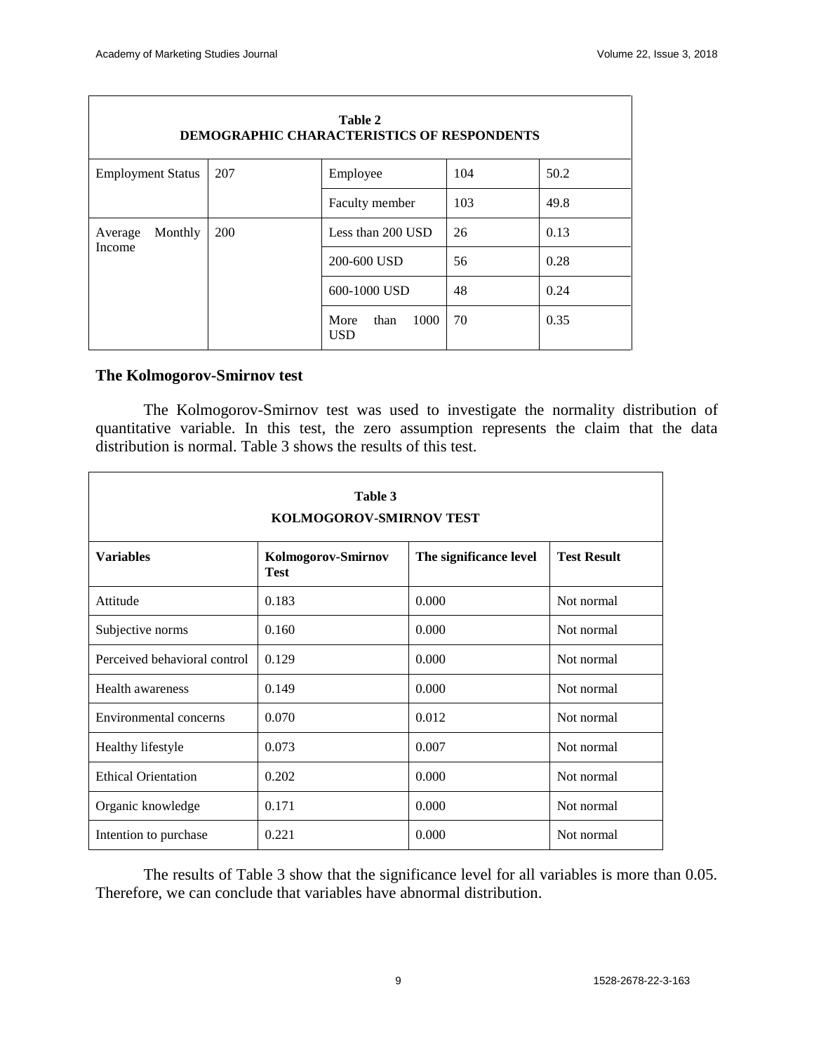| Table 2 DEMOGRAPHIC CHARACTERISTICS OF RESPONDENTS | | | | |
|---|---|---|---|---|
| Employment Status | 207 | Employee | 104 | 50.2 |
| | | Faculty member | 103 | 49.8 |
| Average Monthly Income | 200 | Less than 200 USD | 26 | 0.13 |
| | | 200-600 USD | 56 | 0.28 |
| | | 600-1000 USD | 48 | 0.24 |
| | | More than 1000 USD | 70 | 0.35 |

### The Kolmogorov-Smirnov test

The Kolmogorov-Smirnov test was used to investigate the normality distribution of quantitative variable. In this test, the zero assumption represents the claim that the data distribution is normal. Table 3 shows the results of this test.

**Table 3**
**KOLMOGOROV-SMIRNOV TEST**

| Variables | Kolmogorov-Smirnov Test | The significance level | Test Result |
|---|---|---|---|
| Attitude | 0.183 | 0.000 | Not normal |
| Subjective norms | 0.160 | 0.000 | Not normal |
| Perceived behavioral control | 0.129 | 0.000 | Not normal |
| Health awareness | 0.149 | 0.000 | Not normal |
| Environmental concerns | 0.070 | 0.012 | Not normal |
| Healthy lifestyle | 0.073 | 0.007 | Not normal |
| Ethical Orientation | 0.202 | 0.000 | Not normal |
| Organic knowledge | 0.171 | 0.000 | Not normal |
| Intention to purchase | 0.221 | 0.000 | Not normal |

The results of Table 3 show that the significance level for all variables is more than 0.05. Therefore, we can conclude that variables have abnormal distribution.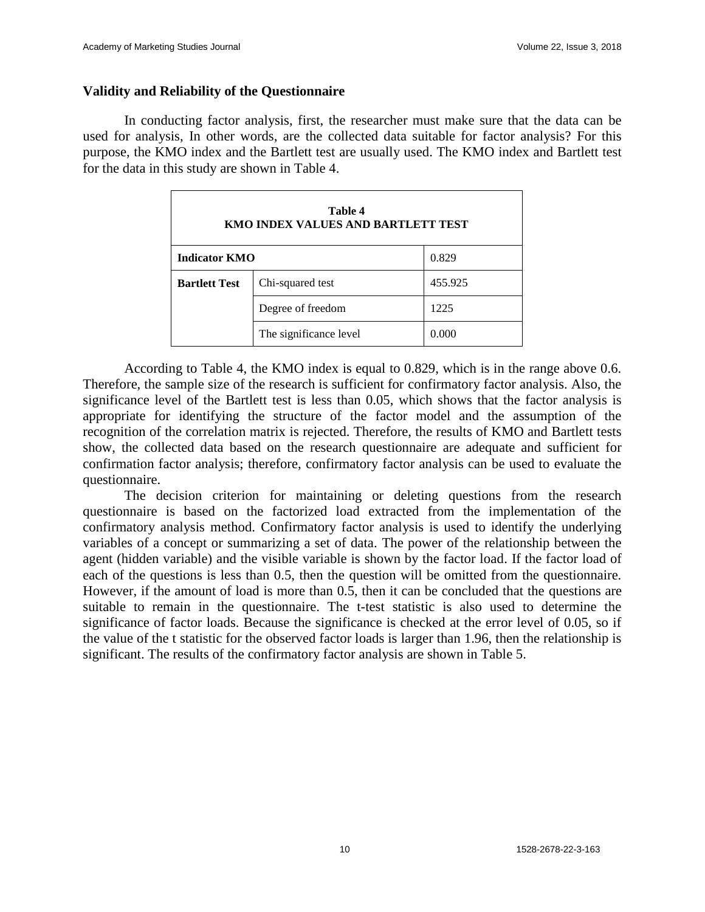### Validity and Reliability of the Questionnaire

In conducting factor analysis, first, the researcher must make sure that the data can be used for analysis, In other words, are the collected data suitable for factor analysis? For this purpose, the KMO index and the Bartlett test are usually used. The KMO index and Bartlett test for the data in this study are shown in Table 4.

**Table 4**
**KMO INDEX VALUES AND BARTLETT TEST**

| | | |
|---|---|---|
| **Indicator KMO** | | 0.829 |
| **Bartlett Test** | Chi-squared test | 455.925 |
| | Degree of freedom | 1225 |
| | The significance level | 0.000 |

According to Table 4, the KMO index is equal to 0.829, which is in the range above 0.6. Therefore, the sample size of the research is sufficient for confirmatory factor analysis. Also, the significance level of the Bartlett test is less than 0.05, which shows that the factor analysis is appropriate for identifying the structure of the factor model and the assumption of the recognition of the correlation matrix is rejected. Therefore, the results of KMO and Bartlett tests show, the collected data based on the research questionnaire are adequate and sufficient for confirmation factor analysis; therefore, confirmatory factor analysis can be used to evaluate the questionnaire.

The decision criterion for maintaining or deleting questions from the research questionnaire is based on the factorized load extracted from the implementation of the confirmatory analysis method. Confirmatory factor analysis is used to identify the underlying variables of a concept or summarizing a set of data. The power of the relationship between the agent (hidden variable) and the visible variable is shown by the factor load. If the factor load of each of the questions is less than 0.5, then the question will be omitted from the questionnaire. However, if the amount of load is more than 0.5, then it can be concluded that the questions are suitable to remain in the questionnaire. The t-test statistic is also used to determine the significance of factor loads. Because the significance is checked at the error level of 0.05, so if the value of the t statistic for the observed factor loads is larger than 1.96, then the relationship is significant. The results of the confirmatory factor analysis are shown in Table 5.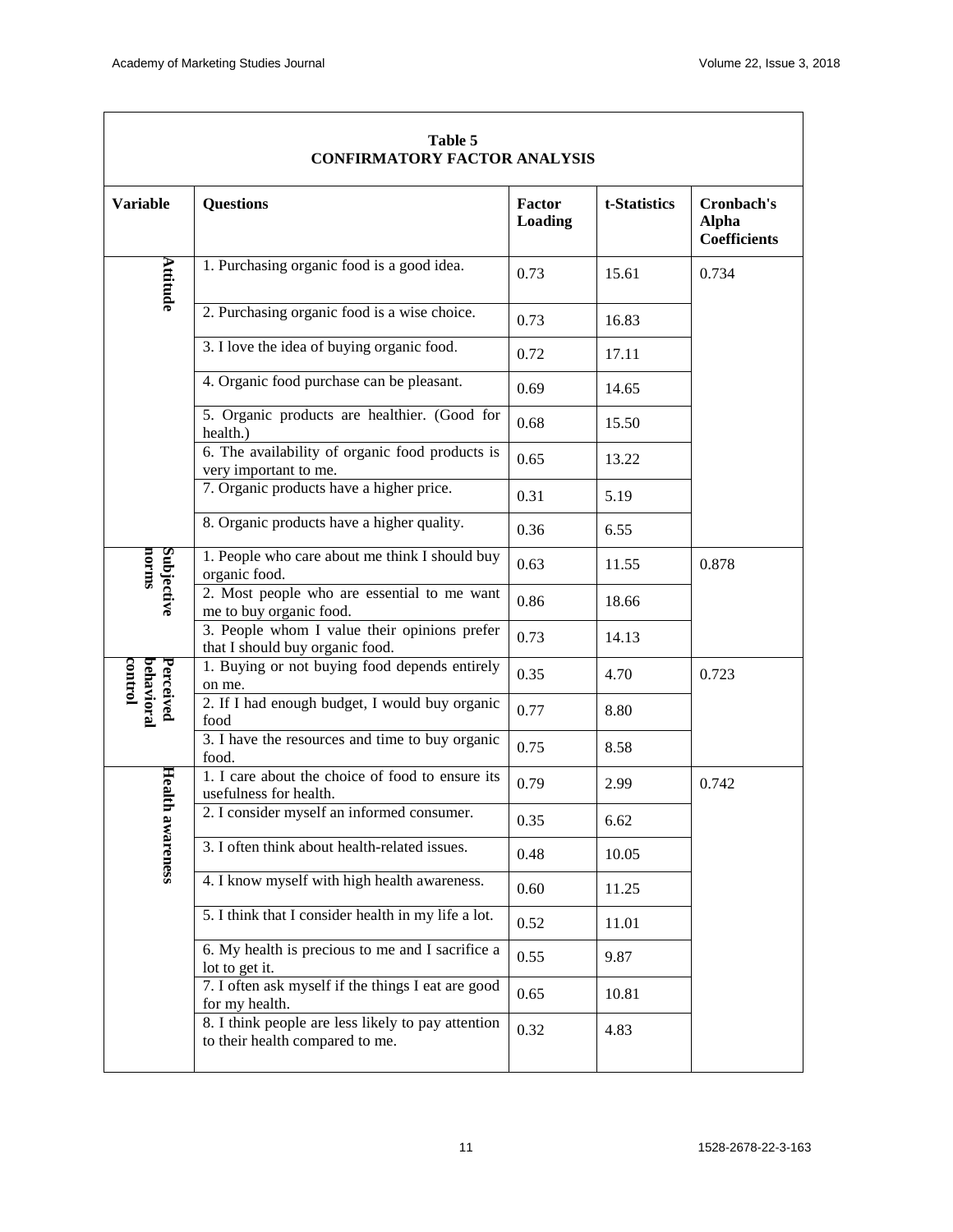**Table 5**
**CONFIRMATORY FACTOR ANALYSIS**

| Variable | Questions | Factor Loading | t-Statistics | Cronbach's Alpha Coefficients |
|---|---|---|---|---|
| Attitude | 1. Purchasing organic food is a good idea. | 0.73 | 15.61 | 0.734 |
| | 2. Purchasing organic food is a wise choice. | 0.73 | 16.83 | |
| | 3. I love the idea of buying organic food. | 0.72 | 17.11 | |
| | 4. Organic food purchase can be pleasant. | 0.69 | 14.65 | |
| | 5. Organic products are healthier. (Good for health.) | 0.68 | 15.50 | |
| | 6. The availability of organic food products is very important to me. | 0.65 | 13.22 | |
| | 7. Organic products have a higher price. | 0.31 | 5.19 | |
| | 8. Organic products have a higher quality. | 0.36 | 6.55 | |
| Subjective norms | 1. People who care about me think I should buy organic food. | 0.63 | 11.55 | 0.878 |
| | 2. Most people who are essential to me want me to buy organic food. | 0.86 | 18.66 | |
| | 3. People whom I value their opinions prefer that I should buy organic food. | 0.73 | 14.13 | |
| Perceived behavioral control | 1. Buying or not buying food depends entirely on me. | 0.35 | 4.70 | 0.723 |
| | 2. If I had enough budget, I would buy organic food | 0.77 | 8.80 | |
| | 3. I have the resources and time to buy organic food. | 0.75 | 8.58 | |
| Health awareness | 1. I care about the choice of food to ensure its usefulness for health. | 0.79 | 2.99 | 0.742 |
| | 2. I consider myself an informed consumer. | 0.35 | 6.62 | |
| | 3. I often think about health-related issues. | 0.48 | 10.05 | |
| | 4. I know myself with high health awareness. | 0.60 | 11.25 | |
| | 5. I think that I consider health in my life a lot. | 0.52 | 11.01 | |
| | 6. My health is precious to me and I sacrifice a lot to get it. | 0.55 | 9.87 | |
| | 7. I often ask myself if the things I eat are good for my health. | 0.65 | 10.81 | |
| | 8. I think people are less likely to pay attention to their health compared to me. | 0.32 | 4.83 | |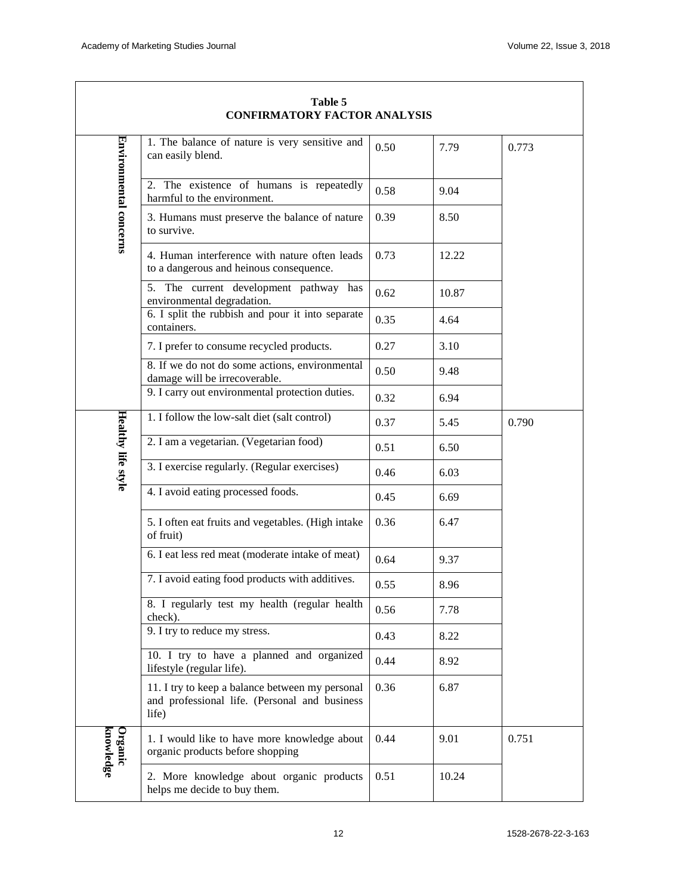**Table 5**
**CONFIRMATORY FACTOR ANALYSIS**

| | | | | |
|---|---|---|---|---|
| Environmental concerns | 1. The balance of nature is very sensitive and can easily blend. | 0.50 | 7.79 | 0.773 |
| | 2. The existence of humans is repeatedly harmful to the environment. | 0.58 | 9.04 | |
| | 3. Humans must preserve the balance of nature to survive. | 0.39 | 8.50 | |
| | 4. Human interference with nature often leads to a dangerous and heinous consequence. | 0.73 | 12.22 | |
| | 5. The current development pathway has environmental degradation. | 0.62 | 10.87 | |
| | 6. I split the rubbish and pour it into separate containers. | 0.35 | 4.64 | |
| | 7. I prefer to consume recycled products. | 0.27 | 3.10 | |
| | 8. If we do not do some actions, environmental damage will be irrecoverable. | 0.50 | 9.48 | |
| | 9. I carry out environmental protection duties. | 0.32 | 6.94 | |
| Healthy life style | 1. I follow the low-salt diet (salt control) | 0.37 | 5.45 | 0.790 |
| | 2. I am a vegetarian. (Vegetarian food) | 0.51 | 6.50 | |
| | 3. I exercise regularly. (Regular exercises) | 0.46 | 6.03 | |
| | 4. I avoid eating processed foods. | 0.45 | 6.69 | |
| | 5. I often eat fruits and vegetables. (High intake of fruit) | 0.36 | 6.47 | |
| | 6. I eat less red meat (moderate intake of meat) | 0.64 | 9.37 | |
| | 7. I avoid eating food products with additives. | 0.55 | 8.96 | |
| | 8. I regularly test my health (regular health check). | 0.56 | 7.78 | |
| | 9. I try to reduce my stress. | 0.43 | 8.22 | |
| | 10. I try to have a planned and organized lifestyle (regular life). | 0.44 | 8.92 | |
| | 11. I try to keep a balance between my personal and professional life. (Personal and business life) | 0.36 | 6.87 | |
| Organic knowledge | 1. I would like to have more knowledge about organic products before shopping | 0.44 | 9.01 | 0.751 |
| | 2. More knowledge about organic products helps me decide to buy them. | 0.51 | 10.24 | |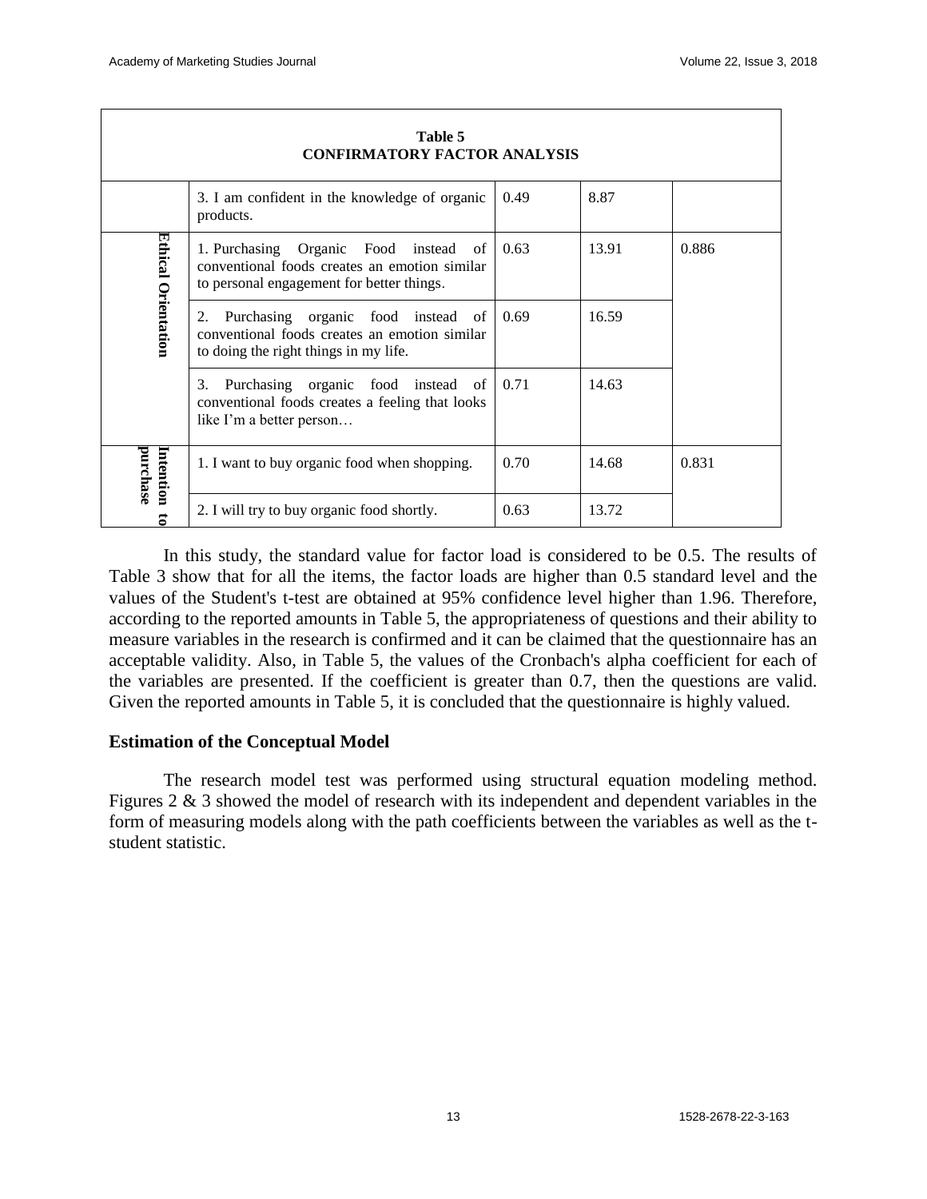| Table 5<br>CONFIRMATORY FACTOR ANALYSIS | | | | |
|---|---|---|---|---|
| | 3. I am confident in the knowledge of organic products. | 0.49 | 8.87 | |
| **Ethical Orientation** | 1. Purchasing Organic Food instead of conventional foods creates an emotion similar to personal engagement for better things. | 0.63 | 13.91 | 0.886 |
| | 2. Purchasing organic food instead of conventional foods creates an emotion similar to doing the right things in my life. | 0.69 | 16.59 | |
| | 3. Purchasing organic food instead of conventional foods creates a feeling that looks like I'm a better person… | 0.71 | 14.63 | |
| **Intention to purchase** | 1. I want to buy organic food when shopping. | 0.70 | 14.68 | 0.831 |
| | 2. I will try to buy organic food shortly. | 0.63 | 13.72 | |

In this study, the standard value for factor load is considered to be 0.5. The results of Table 3 show that for all the items, the factor loads are higher than 0.5 standard level and the values of the Student's t-test are obtained at 95% confidence level higher than 1.96. Therefore, according to the reported amounts in Table 5, the appropriateness of questions and their ability to measure variables in the research is confirmed and it can be claimed that the questionnaire has an acceptable validity. Also, in Table 5, the values of the Cronbach's alpha coefficient for each of the variables are presented. If the coefficient is greater than 0.7, then the questions are valid. Given the reported amounts in Table 5, it is concluded that the questionnaire is highly valued.

### Estimation of the Conceptual Model

The research model test was performed using structural equation modeling method. Figures 2 & 3 showed the model of research with its independent and dependent variables in the form of measuring models along with the path coefficients between the variables as well as the t-student statistic.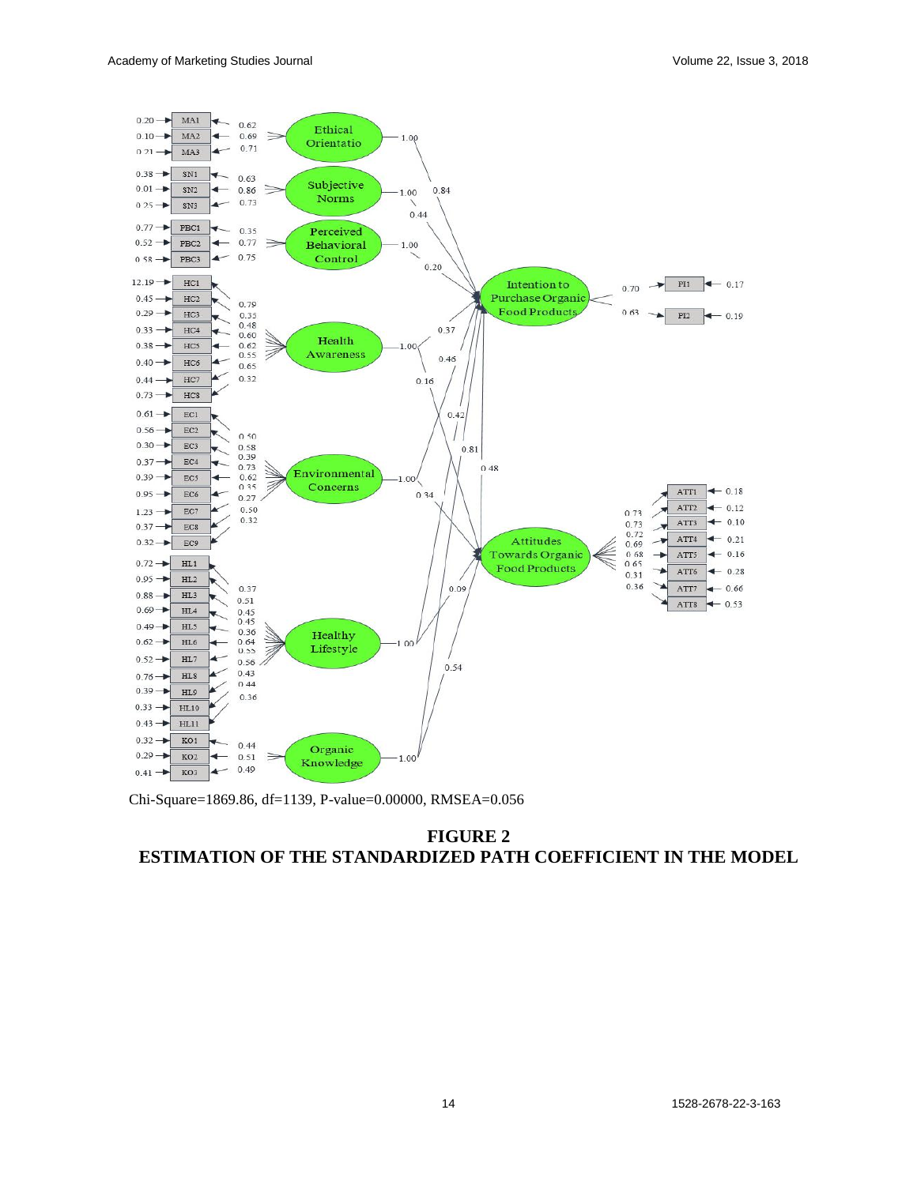Chi-Square=1869.86, df=1139, P-value=0.00000, RMSEA=0.056

**FIGURE 2**
**ESTIMATION OF THE STANDARDIZED PATH COEFFICIENT IN THE MODEL**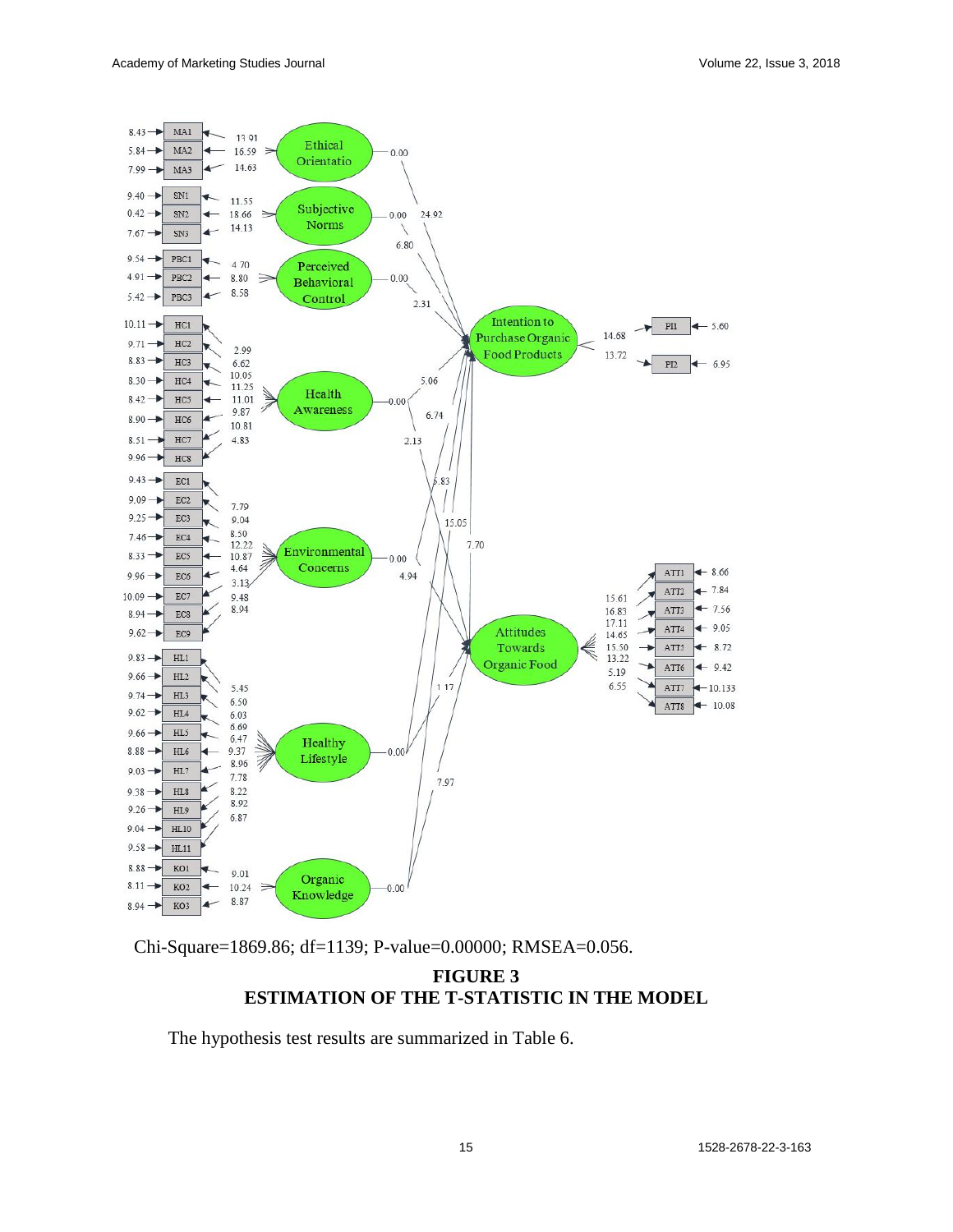Chi-Square=1869.86; df=1139; P-value=0.00000; RMSEA=0.056.

**FIGURE 3**
**ESTIMATION OF THE T-STATISTIC IN THE MODEL**

The hypothesis test results are summarized in Table 6.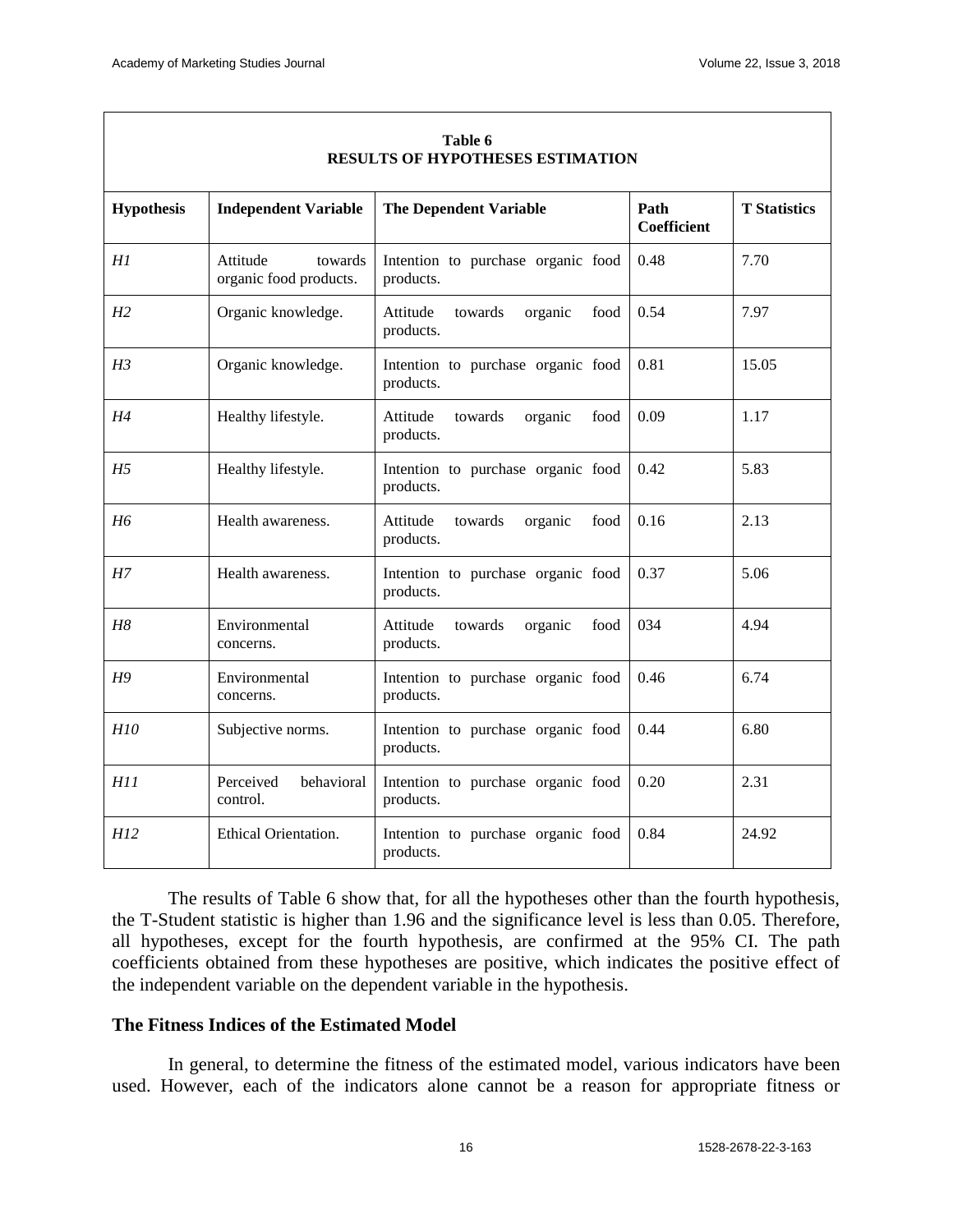**Table 6**
**RESULTS OF HYPOTHESES ESTIMATION**

| Hypothesis | Independent Variable | The Dependent Variable | Path Coefficient | T Statistics |
|---|---|---|---|---|
| *H1* | Attitude towards organic food products. | Intention to purchase organic food products. | 0.48 | 7.70 |
| *H2* | Organic knowledge. | Attitude towards organic food products. | 0.54 | 7.97 |
| *H3* | Organic knowledge. | Intention to purchase organic food products. | 0.81 | 15.05 |
| *H4* | Healthy lifestyle. | Attitude towards organic food products. | 0.09 | 1.17 |
| *H5* | Healthy lifestyle. | Intention to purchase organic food products. | 0.42 | 5.83 |
| *H6* | Health awareness. | Attitude towards organic food products. | 0.16 | 2.13 |
| *H7* | Health awareness. | Intention to purchase organic food products. | 0.37 | 5.06 |
| *H8* | Environmental concerns. | Attitude towards organic food products. | 034 | 4.94 |
| *H9* | Environmental concerns. | Intention to purchase organic food products. | 0.46 | 6.74 |
| *H10* | Subjective norms. | Intention to purchase organic food products. | 0.44 | 6.80 |
| *H11* | Perceived behavioral control. | Intention to purchase organic food products. | 0.20 | 2.31 |
| *H12* | Ethical Orientation. | Intention to purchase organic food products. | 0.84 | 24.92 |

The results of Table 6 show that, for all the hypotheses other than the fourth hypothesis, the T-Student statistic is higher than 1.96 and the significance level is less than 0.05. Therefore, all hypotheses, except for the fourth hypothesis, are confirmed at the 95% CI. The path coefficients obtained from these hypotheses are positive, which indicates the positive effect of the independent variable on the dependent variable in the hypothesis.

## The Fitness Indices of the Estimated Model

In general, to determine the fitness of the estimated model, various indicators have been used. However, each of the indicators alone cannot be a reason for appropriate fitness or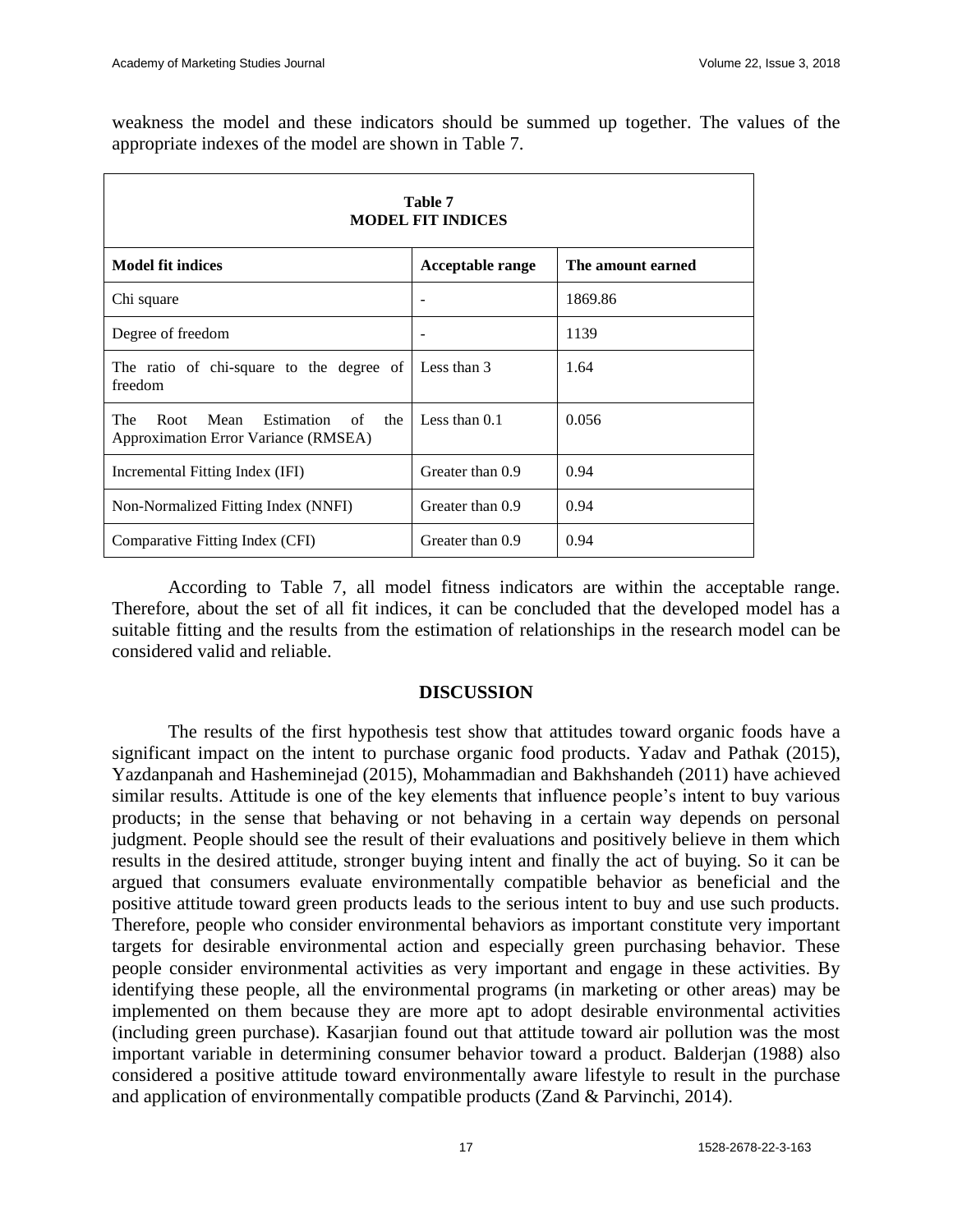weakness the model and these indicators should be summed up together. The values of the appropriate indexes of the model are shown in Table 7.

**Table 7**
**MODEL FIT INDICES**

| Model fit indices | Acceptable range | The amount earned |
|---|---|---|
| Chi square | - | 1869.86 |
| Degree of freedom | - | 1139 |
| The ratio of chi-square to the degree of freedom | Less than 3 | 1.64 |
| The Root Mean Estimation of the Approximation Error Variance (RMSEA) | Less than 0.1 | 0.056 |
| Incremental Fitting Index (IFI) | Greater than 0.9 | 0.94 |
| Non-Normalized Fitting Index (NNFI) | Greater than 0.9 | 0.94 |
| Comparative Fitting Index (CFI) | Greater than 0.9 | 0.94 |

According to Table 7, all model fitness indicators are within the acceptable range. Therefore, about the set of all fit indices, it can be concluded that the developed model has a suitable fitting and the results from the estimation of relationships in the research model can be considered valid and reliable.

## DISCUSSION

The results of the first hypothesis test show that attitudes toward organic foods have a significant impact on the intent to purchase organic food products. Yadav and Pathak (2015), Yazdanpanah and Hasheminejad (2015), Mohammadian and Bakhshandeh (2011) have achieved similar results. Attitude is one of the key elements that influence people's intent to buy various products; in the sense that behaving or not behaving in a certain way depends on personal judgment. People should see the result of their evaluations and positively believe in them which results in the desired attitude, stronger buying intent and finally the act of buying. So it can be argued that consumers evaluate environmentally compatible behavior as beneficial and the positive attitude toward green products leads to the serious intent to buy and use such products. Therefore, people who consider environmental behaviors as important constitute very important targets for desirable environmental action and especially green purchasing behavior. These people consider environmental activities as very important and engage in these activities. By identifying these people, all the environmental programs (in marketing or other areas) may be implemented on them because they are more apt to adopt desirable environmental activities (including green purchase). Kasarjian found out that attitude toward air pollution was the most important variable in determining consumer behavior toward a product. Balderjan (1988) also considered a positive attitude toward environmentally aware lifestyle to result in the purchase and application of environmentally compatible products (Zand & Parvinchi, 2014).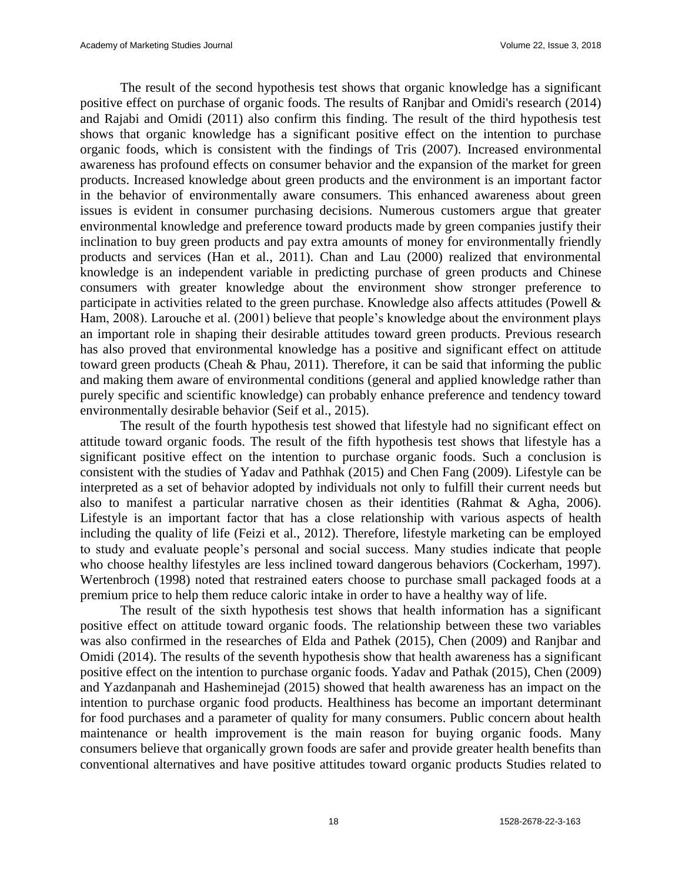The result of the second hypothesis test shows that organic knowledge has a significant positive effect on purchase of organic foods. The results of Ranjbar and Omidi's research (2014) and Rajabi and Omidi (2011) also confirm this finding. The result of the third hypothesis test shows that organic knowledge has a significant positive effect on the intention to purchase organic foods, which is consistent with the findings of Tris (2007). Increased environmental awareness has profound effects on consumer behavior and the expansion of the market for green products. Increased knowledge about green products and the environment is an important factor in the behavior of environmentally aware consumers. This enhanced awareness about green issues is evident in consumer purchasing decisions. Numerous customers argue that greater environmental knowledge and preference toward products made by green companies justify their inclination to buy green products and pay extra amounts of money for environmentally friendly products and services (Han et al., 2011). Chan and Lau (2000) realized that environmental knowledge is an independent variable in predicting purchase of green products and Chinese consumers with greater knowledge about the environment show stronger preference to participate in activities related to the green purchase. Knowledge also affects attitudes (Powell & Ham, 2008). Larouche et al. (2001) believe that people's knowledge about the environment plays an important role in shaping their desirable attitudes toward green products. Previous research has also proved that environmental knowledge has a positive and significant effect on attitude toward green products (Cheah & Phau, 2011). Therefore, it can be said that informing the public and making them aware of environmental conditions (general and applied knowledge rather than purely specific and scientific knowledge) can probably enhance preference and tendency toward environmentally desirable behavior (Seif et al., 2015).

The result of the fourth hypothesis test showed that lifestyle had no significant effect on attitude toward organic foods. The result of the fifth hypothesis test shows that lifestyle has a significant positive effect on the intention to purchase organic foods. Such a conclusion is consistent with the studies of Yadav and Pathhak (2015) and Chen Fang (2009). Lifestyle can be interpreted as a set of behavior adopted by individuals not only to fulfill their current needs but also to manifest a particular narrative chosen as their identities (Rahmat & Agha, 2006). Lifestyle is an important factor that has a close relationship with various aspects of health including the quality of life (Feizi et al., 2012). Therefore, lifestyle marketing can be employed to study and evaluate people's personal and social success. Many studies indicate that people who choose healthy lifestyles are less inclined toward dangerous behaviors (Cockerham, 1997). Wertenbroch (1998) noted that restrained eaters choose to purchase small packaged foods at a premium price to help them reduce caloric intake in order to have a healthy way of life.

The result of the sixth hypothesis test shows that health information has a significant positive effect on attitude toward organic foods. The relationship between these two variables was also confirmed in the researches of Elda and Pathek (2015), Chen (2009) and Ranjbar and Omidi (2014). The results of the seventh hypothesis show that health awareness has a significant positive effect on the intention to purchase organic foods. Yadav and Pathak (2015), Chen (2009) and Yazdanpanah and Hasheminejad (2015) showed that health awareness has an impact on the intention to purchase organic food products. Healthiness has become an important determinant for food purchases and a parameter of quality for many consumers. Public concern about health maintenance or health improvement is the main reason for buying organic foods. Many consumers believe that organically grown foods are safer and provide greater health benefits than conventional alternatives and have positive attitudes toward organic products Studies related to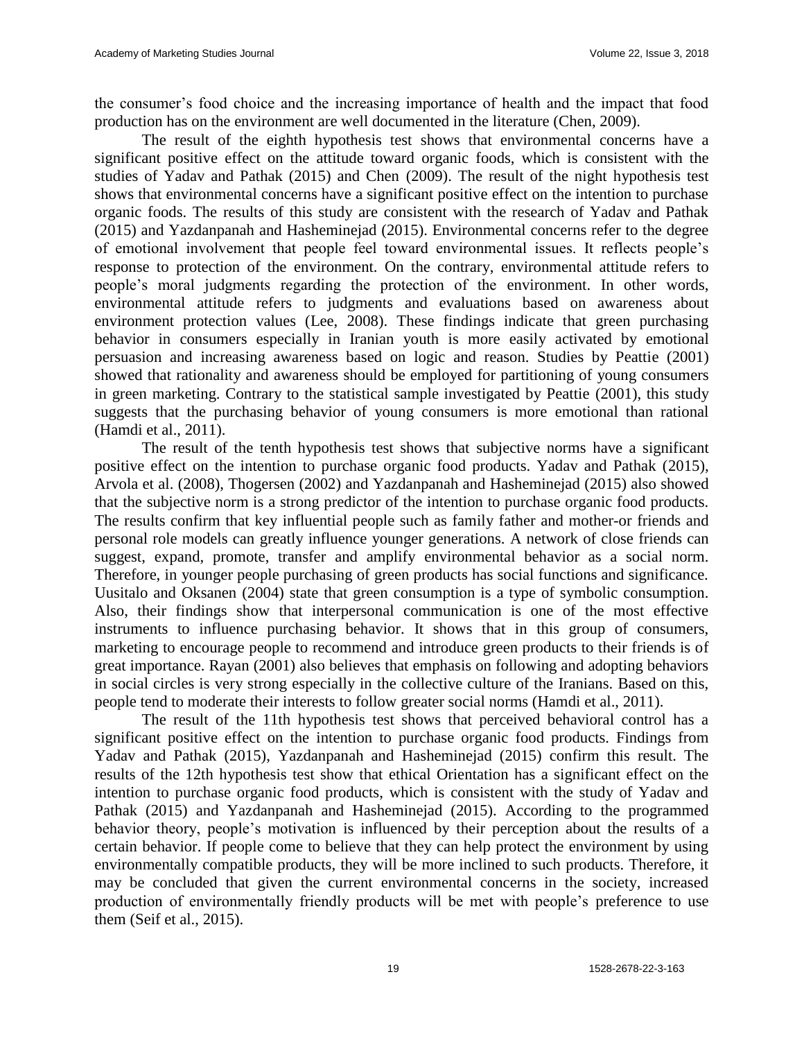the consumer's food choice and the increasing importance of health and the impact that food production has on the environment are well documented in the literature (Chen, 2009).

The result of the eighth hypothesis test shows that environmental concerns have a significant positive effect on the attitude toward organic foods, which is consistent with the studies of Yadav and Pathak (2015) and Chen (2009). The result of the night hypothesis test shows that environmental concerns have a significant positive effect on the intention to purchase organic foods. The results of this study are consistent with the research of Yadav and Pathak (2015) and Yazdanpanah and Hasheminejad (2015). Environmental concerns refer to the degree of emotional involvement that people feel toward environmental issues. It reflects people's response to protection of the environment. On the contrary, environmental attitude refers to people's moral judgments regarding the protection of the environment. In other words, environmental attitude refers to judgments and evaluations based on awareness about environment protection values (Lee, 2008). These findings indicate that green purchasing behavior in consumers especially in Iranian youth is more easily activated by emotional persuasion and increasing awareness based on logic and reason. Studies by Peattie (2001) showed that rationality and awareness should be employed for partitioning of young consumers in green marketing. Contrary to the statistical sample investigated by Peattie (2001), this study suggests that the purchasing behavior of young consumers is more emotional than rational (Hamdi et al., 2011).

The result of the tenth hypothesis test shows that subjective norms have a significant positive effect on the intention to purchase organic food products. Yadav and Pathak (2015), Arvola et al. (2008), Thogersen (2002) and Yazdanpanah and Hasheminejad (2015) also showed that the subjective norm is a strong predictor of the intention to purchase organic food products. The results confirm that key influential people such as family father and mother-or friends and personal role models can greatly influence younger generations. A network of close friends can suggest, expand, promote, transfer and amplify environmental behavior as a social norm. Therefore, in younger people purchasing of green products has social functions and significance. Uusitalo and Oksanen (2004) state that green consumption is a type of symbolic consumption. Also, their findings show that interpersonal communication is one of the most effective instruments to influence purchasing behavior. It shows that in this group of consumers, marketing to encourage people to recommend and introduce green products to their friends is of great importance. Rayan (2001) also believes that emphasis on following and adopting behaviors in social circles is very strong especially in the collective culture of the Iranians. Based on this, people tend to moderate their interests to follow greater social norms (Hamdi et al., 2011).

The result of the 11th hypothesis test shows that perceived behavioral control has a significant positive effect on the intention to purchase organic food products. Findings from Yadav and Pathak (2015), Yazdanpanah and Hasheminejad (2015) confirm this result. The results of the 12th hypothesis test show that ethical Orientation has a significant effect on the intention to purchase organic food products, which is consistent with the study of Yadav and Pathak (2015) and Yazdanpanah and Hasheminejad (2015). According to the programmed behavior theory, people's motivation is influenced by their perception about the results of a certain behavior. If people come to believe that they can help protect the environment by using environmentally compatible products, they will be more inclined to such products. Therefore, it may be concluded that given the current environmental concerns in the society, increased production of environmentally friendly products will be met with people's preference to use them (Seif et al., 2015).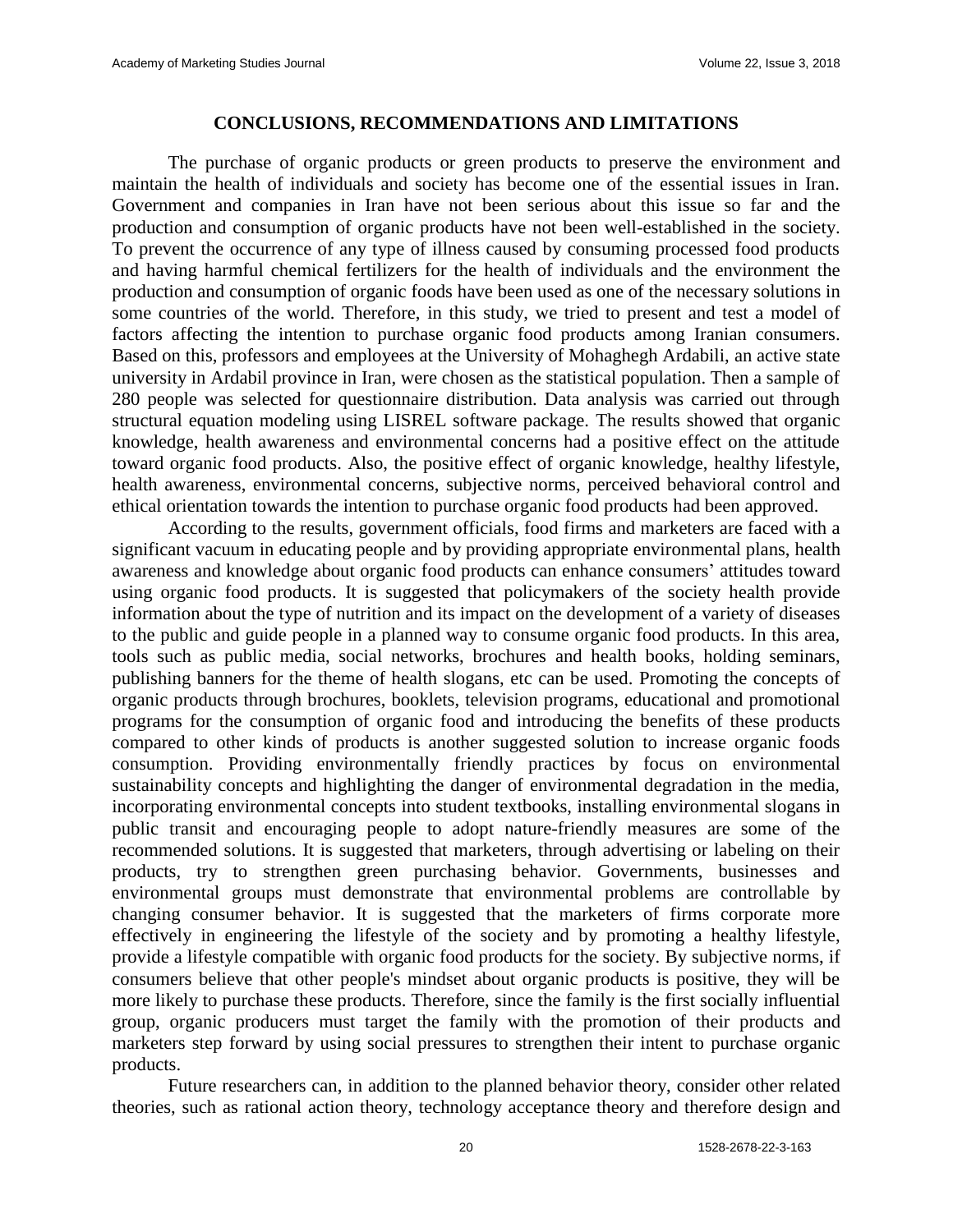## CONCLUSIONS, RECOMMENDATIONS AND LIMITATIONS

The purchase of organic products or green products to preserve the environment and maintain the health of individuals and society has become one of the essential issues in Iran. Government and companies in Iran have not been serious about this issue so far and the production and consumption of organic products have not been well-established in the society. To prevent the occurrence of any type of illness caused by consuming processed food products and having harmful chemical fertilizers for the health of individuals and the environment the production and consumption of organic foods have been used as one of the necessary solutions in some countries of the world. Therefore, in this study, we tried to present and test a model of factors affecting the intention to purchase organic food products among Iranian consumers. Based on this, professors and employees at the University of Mohaghegh Ardabili, an active state university in Ardabil province in Iran, were chosen as the statistical population. Then a sample of 280 people was selected for questionnaire distribution. Data analysis was carried out through structural equation modeling using LISREL software package. The results showed that organic knowledge, health awareness and environmental concerns had a positive effect on the attitude toward organic food products. Also, the positive effect of organic knowledge, healthy lifestyle, health awareness, environmental concerns, subjective norms, perceived behavioral control and ethical orientation towards the intention to purchase organic food products had been approved.

According to the results, government officials, food firms and marketers are faced with a significant vacuum in educating people and by providing appropriate environmental plans, health awareness and knowledge about organic food products can enhance consumers' attitudes toward using organic food products. It is suggested that policymakers of the society health provide information about the type of nutrition and its impact on the development of a variety of diseases to the public and guide people in a planned way to consume organic food products. In this area, tools such as public media, social networks, brochures and health books, holding seminars, publishing banners for the theme of health slogans, etc can be used. Promoting the concepts of organic products through brochures, booklets, television programs, educational and promotional programs for the consumption of organic food and introducing the benefits of these products compared to other kinds of products is another suggested solution to increase organic foods consumption. Providing environmentally friendly practices by focus on environmental sustainability concepts and highlighting the danger of environmental degradation in the media, incorporating environmental concepts into student textbooks, installing environmental slogans in public transit and encouraging people to adopt nature-friendly measures are some of the recommended solutions. It is suggested that marketers, through advertising or labeling on their products, try to strengthen green purchasing behavior. Governments, businesses and environmental groups must demonstrate that environmental problems are controllable by changing consumer behavior. It is suggested that the marketers of firms corporate more effectively in engineering the lifestyle of the society and by promoting a healthy lifestyle, provide a lifestyle compatible with organic food products for the society. By subjective norms, if consumers believe that other people's mindset about organic products is positive, they will be more likely to purchase these products. Therefore, since the family is the first socially influential group, organic producers must target the family with the promotion of their products and marketers step forward by using social pressures to strengthen their intent to purchase organic products.

Future researchers can, in addition to the planned behavior theory, consider other related theories, such as rational action theory, technology acceptance theory and therefore design and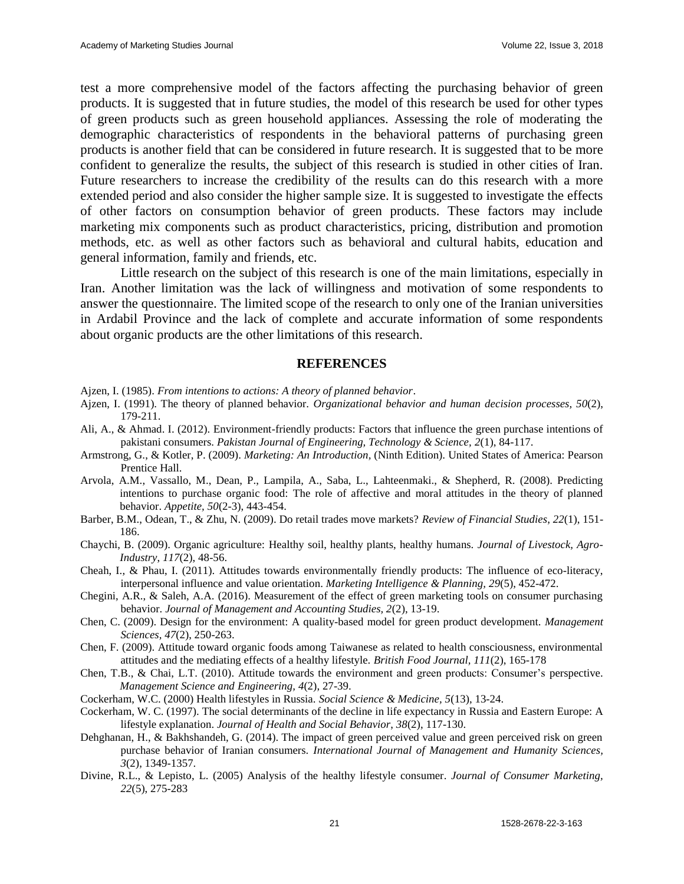test a more comprehensive model of the factors affecting the purchasing behavior of green products. It is suggested that in future studies, the model of this research be used for other types of green products such as green household appliances. Assessing the role of moderating the demographic characteristics of respondents in the behavioral patterns of purchasing green products is another field that can be considered in future research. It is suggested that to be more confident to generalize the results, the subject of this research is studied in other cities of Iran. Future researchers to increase the credibility of the results can do this research with a more extended period and also consider the higher sample size. It is suggested to investigate the effects of other factors on consumption behavior of green products. These factors may include marketing mix components such as product characteristics, pricing, distribution and promotion methods, etc. as well as other factors such as behavioral and cultural habits, education and general information, family and friends, etc.

Little research on the subject of this research is one of the main limitations, especially in Iran. Another limitation was the lack of willingness and motivation of some respondents to answer the questionnaire. The limited scope of the research to only one of the Iranian universities in Ardabil Province and the lack of complete and accurate information of some respondents about organic products are the other limitations of this research.

## REFERENCES

Ajzen, I. (1985). *From intentions to actions: A theory of planned behavior*.

Ajzen, I. (1991). The theory of planned behavior. *Organizational behavior and human decision processes, 50*(2), 179-211.

Ali, A., & Ahmad. I. (2012). Environment-friendly products: Factors that influence the green purchase intentions of pakistani consumers. *Pakistan Journal of Engineering, Technology & Science, 2*(1), 84-117.

Armstrong, G., & Kotler, P. (2009). *Marketing: An Introduction*, (Ninth Edition). United States of America: Pearson Prentice Hall.

Arvola, A.M., Vassallo, M., Dean, P., Lampila, A., Saba, L., Lahteenmaki., & Shepherd, R. (2008). Predicting intentions to purchase organic food: The role of affective and moral attitudes in the theory of planned behavior. *Appetite, 50*(2-3), 443-454.

Barber, B.M., Odean, T., & Zhu, N. (2009). Do retail trades move markets? *Review of Financial Studies*, *22*(1), 151-186.

Chaychi, B. (2009). Organic agriculture: Healthy soil, healthy plants, healthy humans. *Journal of Livestock, Agro-Industry*, *117*(2), 48-56.

Cheah, I., & Phau, I. (2011). Attitudes towards environmentally friendly products: The influence of eco-literacy, interpersonal influence and value orientation. *Marketing Intelligence & Planning, 29*(5), 452-472.

Chegini, A.R., & Saleh, A.A. (2016). Measurement of the effect of green marketing tools on consumer purchasing behavior. *Journal of Management and Accounting Studies, 2*(2), 13-19.

Chen, C. (2009). Design for the environment: A quality-based model for green product development. *Management Sciences, 47*(2), 250-263.

Chen, F. (2009). Attitude toward organic foods among Taiwanese as related to health consciousness, environmental attitudes and the mediating effects of a healthy lifestyle. *British Food Journal, 111*(2), 165-178

Chen, T.B., & Chai, L.T. (2010). Attitude towards the environment and green products: Consumer's perspective. *Management Science and Engineering, 4*(2), 27-39.

Cockerham, W.C. (2000) Health lifestyles in Russia. *Social Science & Medicine, 5*(13), 13-24.

Cockerham, W. C. (1997). The social determinants of the decline in life expectancy in Russia and Eastern Europe: A lifestyle explanation. *Journal of Health and Social Behavior*, *38*(2), 117-130.

Dehghanan, H., & Bakhshandeh, G. (2014). The impact of green perceived value and green perceived risk on green purchase behavior of Iranian consumers. *International Journal of Management and Humanity Sciences, 3*(2), 1349-1357.

Divine, R.L., & Lepisto, L. (2005) Analysis of the healthy lifestyle consumer. *Journal of Consumer Marketing, 22*(5), 275-283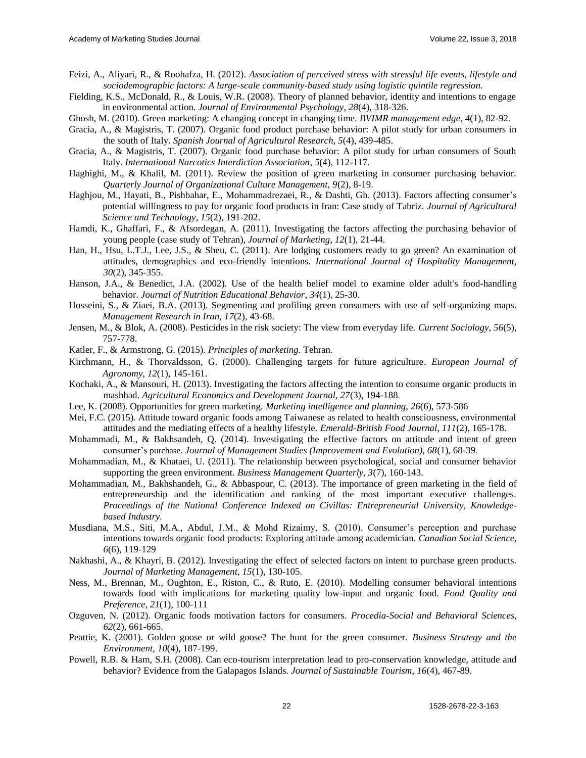Feizi, A., Aliyari, R., & Roohafza, H. (2012). *Association of perceived stress with stressful life events, lifestyle and sociodemographic factors: A large-scale community-based study using logistic quintile regression.*

Fielding, K.S., McDonald, R., & Louis, W.R. (2008). Theory of planned behavior, identity and intentions to engage in environmental action. *Journal of Environmental Psychology*, *28*(4), 318-326.

Ghosh, M. (2010). Green marketing: A changing concept in changing time. *BVIMR management edge, 4*(1), 82-92.

Gracia, A., & Magistris, T. (2007). Organic food product purchase behavior: A pilot study for urban consumers in the south of Italy. *Spanish Journal of Agricultural Research, 5*(4), 439-485.

Gracia, A., & Magistris, T. (2007). Organic food purchase behavior: A pilot study for urban consumers of South Italy. *International Narcotics Interdiction Association, 5*(4), 112-117.

Haghighi, M., & Khalil, M. (2011). Review the position of green marketing in consumer purchasing behavior. *Quarterly Journal of Organizational Culture Management, 9*(2), 8-19.

Haghjou, M., Hayati, B., Pishbahar, E., Mohammadrezaei, R., & Dashti, Gh. (2013). Factors affecting consumer's potential willingness to pay for organic food products in Iran: Case study of Tabriz. *Journal of Agricultural Science and Technology, 15*(2), 191-202.

Hamdi, K., Ghaffari, F., & Afsordegan, A. (2011). Investigating the factors affecting the purchasing behavior of young people (case study of Tehran), *Journal of Marketing, 12*(1), 21-44.

Han, H., Hsu, L.T.J., Lee, J.S., & Sheu, C. (2011). Are lodging customers ready to go green? An examination of attitudes, demographics and eco-friendly intentions. *International Journal of Hospitality Management, 30*(2), 345-355.

Hanson, J.A., & Benedict, J.A. (2002). Use of the health belief model to examine older adult's food-handling behavior. *Journal of Nutrition Educational Behavior, 34*(1), 25-30.

Hosseini, S., & Ziaei, B.A. (2013). Segmenting and profiling green consumers with use of self-organizing maps. *Management Research in Iran, 17*(2), 43-68.

Jensen, M., & Blok, A. (2008). Pesticides in the risk society: The view from everyday life. *Current Sociology, 56*(5), 757-778.

Katler, F., & Armstrong, G. (2015). *Principles of marketing.* Tehran.

Kirchmann, H., & Thorvaldsson, G. (2000). Challenging targets for future agriculture. *European Journal of Agronomy, 12*(1), 145-161.

Kochaki, A., & Mansouri, H. (2013). Investigating the factors affecting the intention to consume organic products in mashhad. *Agricultural Economics and Development Journal, 27*(3), 194-188.

Lee, K. (2008). Opportunities for green marketing. *Marketing intelligence and planning, 26*(6), 573-586

Mei, F.C. (2015). Attitude toward organic foods among Taiwanese as related to health consciousness, environmental attitudes and the mediating effects of a healthy lifestyle. *Emerald-British Food Journal, 111*(2), 165-178.

Mohammadi, M., & Bakhsandeh, Q. (2014). Investigating the effective factors on attitude and intent of green consumer's purchase. *Journal of Management Studies (Improvement and Evolution), 68*(1), 68-39.

Mohammadian, M., & Khataei, U. (2011). The relationship between psychological, social and consumer behavior supporting the green environment. *Business Management Quarterly, 3*(7), 160-143.

Mohammadian, M., Bakhshandeh, G., & Abbaspour, C. (2013). The importance of green marketing in the field of entrepreneurship and the identification and ranking of the most important executive challenges. *Proceedings of the National Conference Indexed on Civillas: Entrepreneurial University, Knowledge-based Industry.*

Musdiana, M.S., Siti, M.A., Abdul, J.M., & Mohd Rizaimy, S. (2010). Consumer's perception and purchase intentions towards organic food products: Exploring attitude among academician. *Canadian Social Science, 6*(6), 119-129

Nakhashi, A., & Khayri, B. (2012). Investigating the effect of selected factors on intent to purchase green products. *Journal of Marketing Management, 15*(1), 130-105.

Ness, M., Brennan, M., Oughton, E., Riston, C., & Ruto, E. (2010). Modelling consumer behavioral intentions towards food with implications for marketing quality low-input and organic food. *Food Quality and Preference, 21*(1), 100-111

Ozguven, N. (2012). Organic foods motivation factors for consumers. *Procedia-Social and Behavioral Sciences, 62*(2), 661-665.

Peattie, K. (2001). Golden goose or wild goose? The hunt for the green consumer. *Business Strategy and the Environment, 10*(4), 187-199.

Powell, R.B. & Ham, S.H. (2008). Can eco-tourism interpretation lead to pro-conservation knowledge, attitude and behavior? Evidence from the Galapagos Islands. *Journal of Sustainable Tourism, 16*(4), 467-89.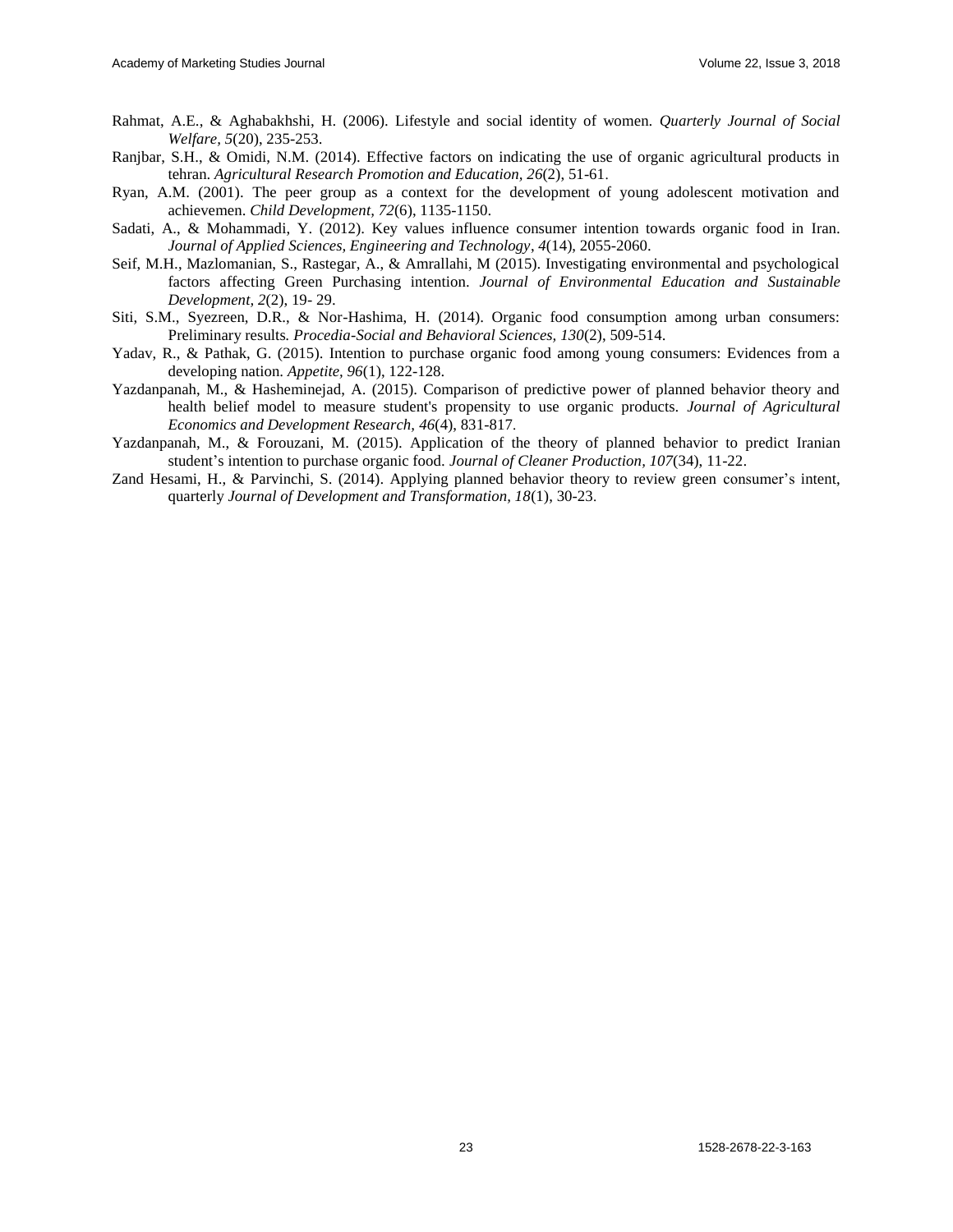Rahmat, A.E., & Aghabakhshi, H. (2006). Lifestyle and social identity of women. *Quarterly Journal of Social Welfare, 5*(20), 235-253.

Ranjbar, S.H., & Omidi, N.M. (2014). Effective factors on indicating the use of organic agricultural products in tehran. *Agricultural Research Promotion and Education, 26*(2), 51-61.

Ryan, A.M. (2001). The peer group as a context for the development of young adolescent motivation and achievemen. *Child Development, 72*(6), 1135-1150.

Sadati, A., & Mohammadi, Y. (2012). Key values influence consumer intention towards organic food in Iran. *Journal of Applied Sciences, Engineering and Technology*, *4*(14), 2055-2060.

Seif, M.H., Mazlomanian, S., Rastegar, A., & Amrallahi, M (2015). Investigating environmental and psychological factors affecting Green Purchasing intention. *Journal of Environmental Education and Sustainable Development, 2*(2), 19- 29.

Siti, S.M., Syezreen, D.R., & Nor-Hashima, H. (2014). Organic food consumption among urban consumers: Preliminary results*. Procedia-Social and Behavioral Sciences, 130*(2), 509-514.

Yadav, R., & Pathak, G. (2015). Intention to purchase organic food among young consumers: Evidences from a developing nation. *Appetite, 96*(1), 122-128.

Yazdanpanah, M., & Hasheminejad, A. (2015). Comparison of predictive power of planned behavior theory and health belief model to measure student's propensity to use organic products. *Journal of Agricultural Economics and Development Research, 46*(4), 831-817.

Yazdanpanah, M., & Forouzani, M. (2015). Application of the theory of planned behavior to predict Iranian student's intention to purchase organic food. *Journal of Cleaner Production, 107*(34), 11-22.

Zand Hesami, H., & Parvinchi, S. (2014). Applying planned behavior theory to review green consumer's intent, quarterly *Journal of Development and Transformation, 18*(1), 30-23.